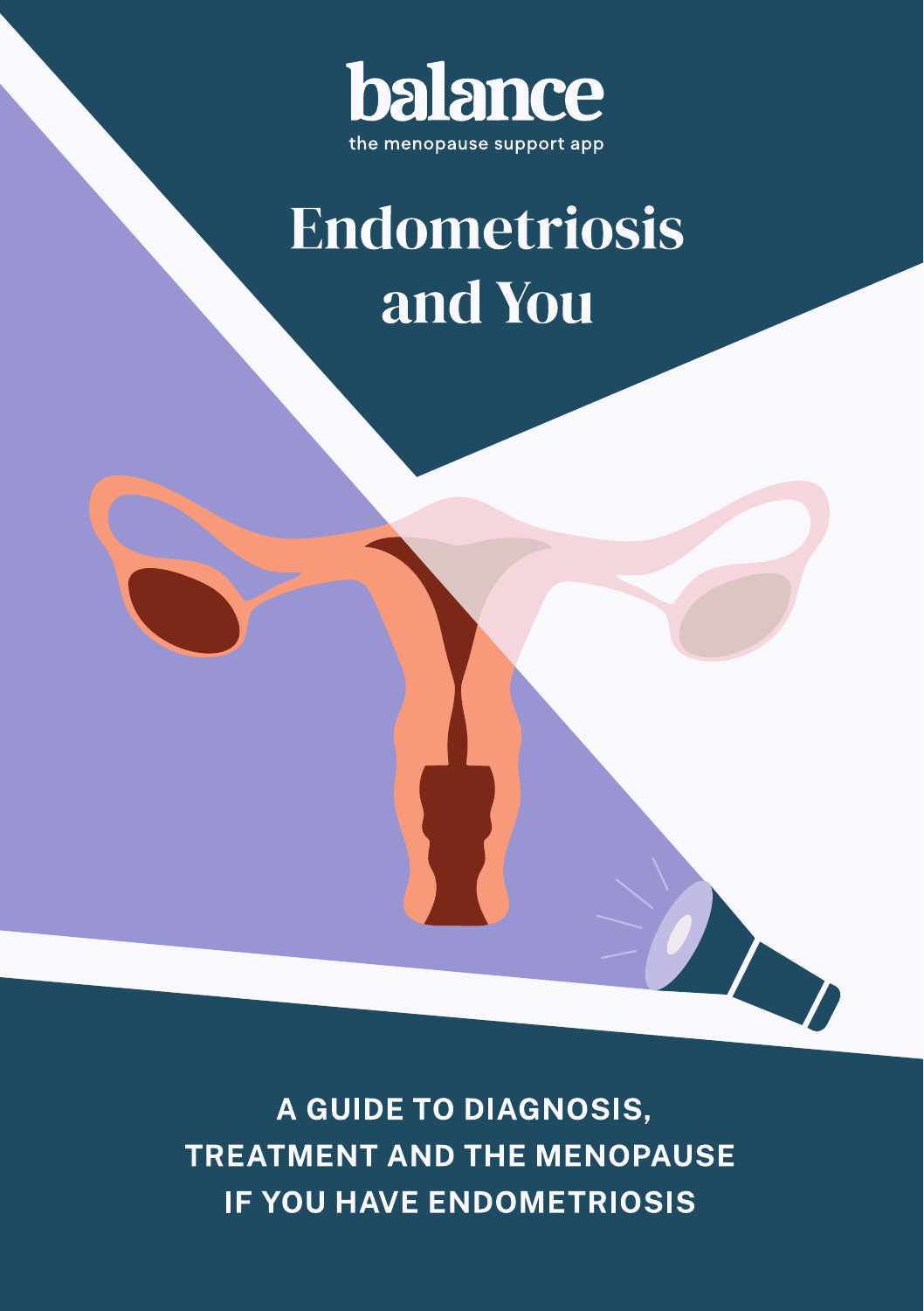balance

the menopause support app

# Endometriosis and You

**A GUIDE TO DIAGNOSIS, TREATMENT AND THE MENOPAUSE IF YOU HAVE ENDOMETRIOSIS**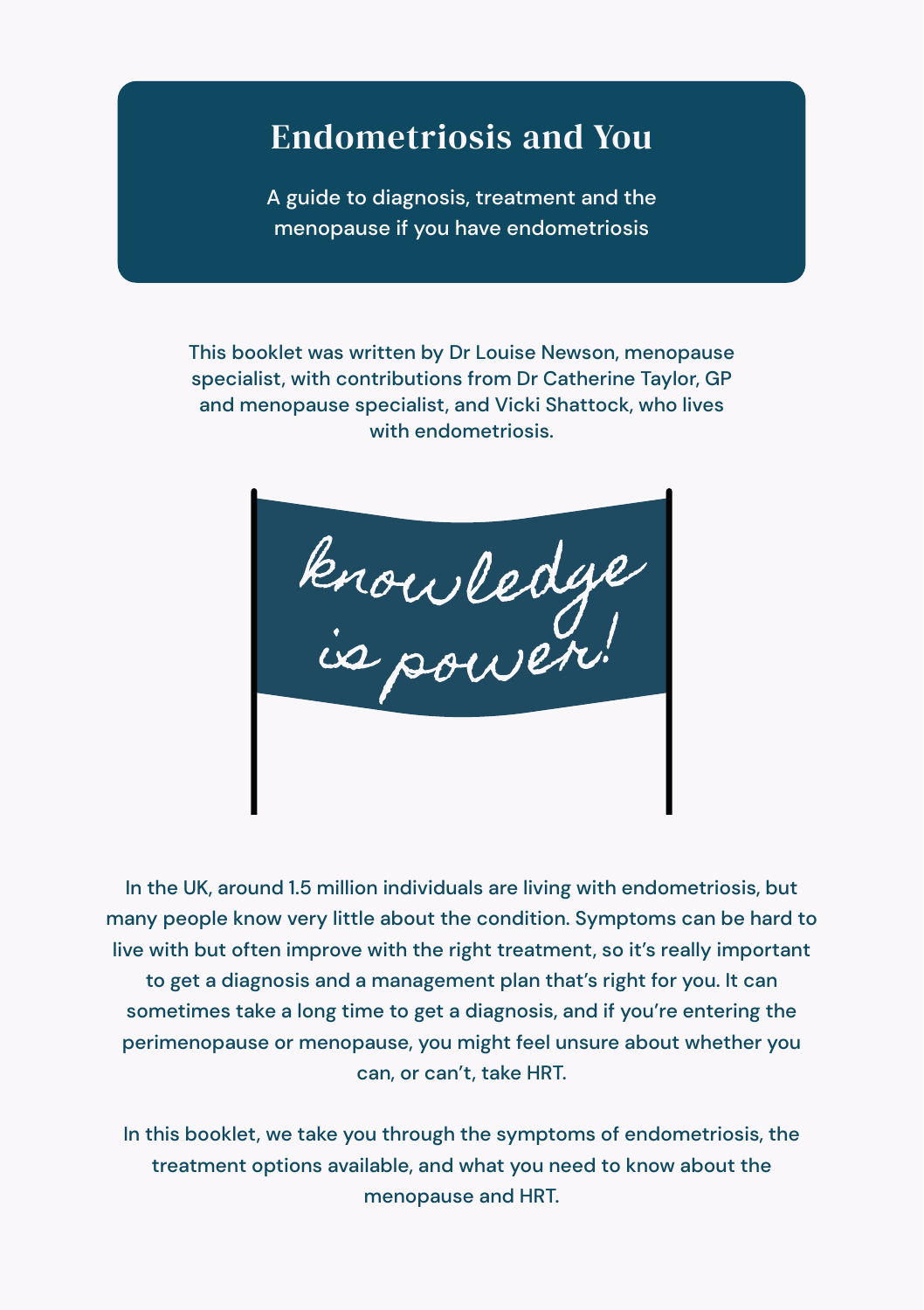# Endometriosis and You

A guide to diagnosis, treatment and the menopause if you have endometriosis

This booklet was written by Dr Louise Newson, menopause specialist, with contributions from Dr Catherine Taylor, GP and menopause specialist, and Vicki Shattock, who lives with endometriosis.

knowledge is power!

In the UK, around 1.5 million individuals are living with endometriosis, but many people know very little about the condition. Symptoms can be hard to live with but often improve with the right treatment, so it's really important to get a diagnosis and a management plan that's right for you. It can sometimes take a long time to get a diagnosis, and if you're entering the perimenopause or menopause, you might feel unsure about whether you can, or can't, take HRT.

In this booklet, we take you through the symptoms of endometriosis, the treatment options available, and what you need to know about the menopause and HRT.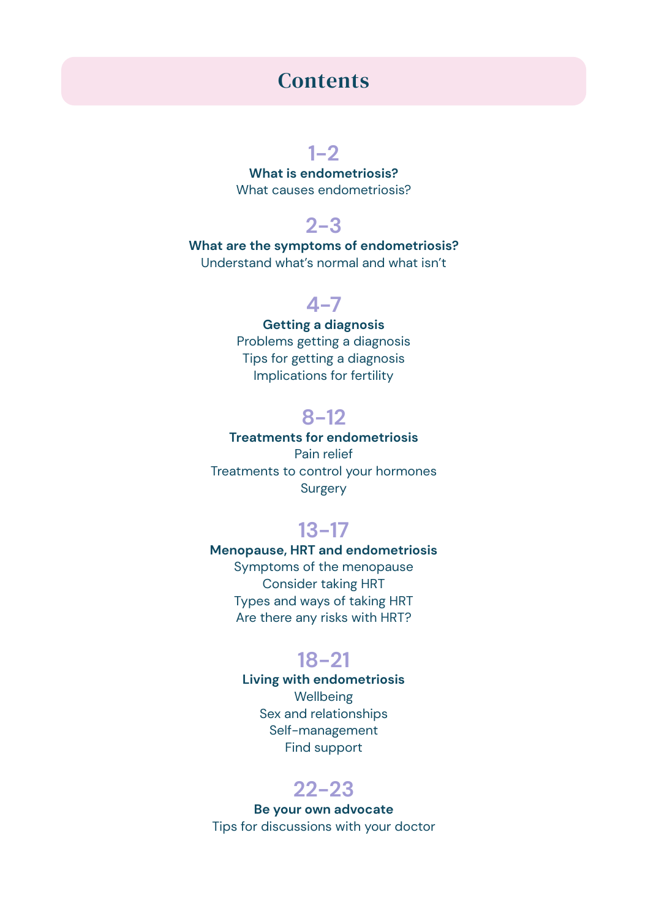# Contents

**1–2**
**What is endometriosis?**
What causes endometriosis?

**2–3**
**What are the symptoms of endometriosis?**
Understand what's normal and what isn't

**4–7**
**Getting a diagnosis**
Problems getting a diagnosis
Tips for getting a diagnosis
Implications for fertility

**8–12**
**Treatments for endometriosis**
Pain relief
Treatments to control your hormones
Surgery

**13–17**
**Menopause, HRT and endometriosis**
Symptoms of the menopause
Consider taking HRT
Types and ways of taking HRT
Are there any risks with HRT?

**18–21**
**Living with endometriosis**
Wellbeing
Sex and relationships
Self-management
Find support

**22–23**
**Be your own advocate**
Tips for discussions with your doctor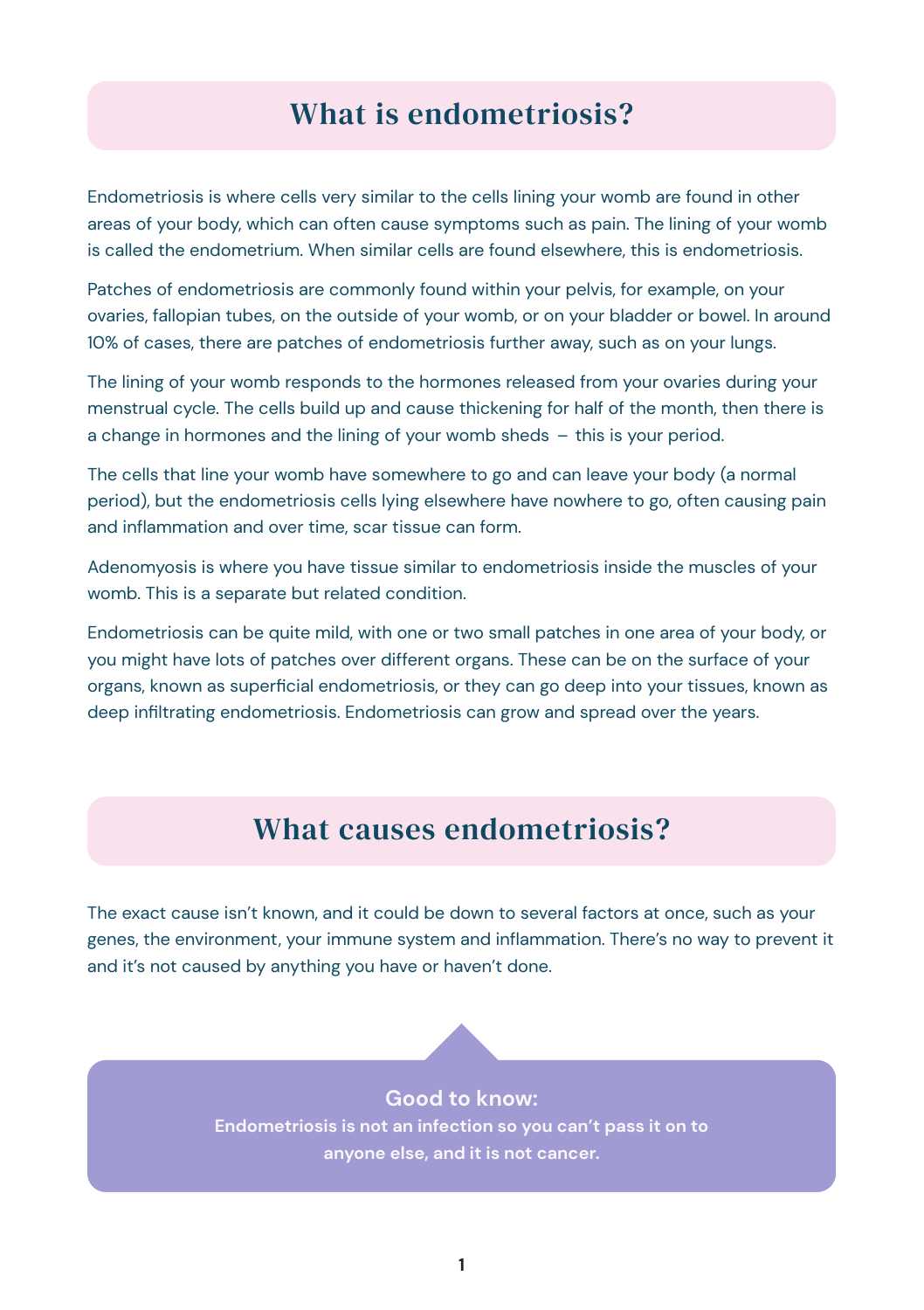## What is endometriosis?

Endometriosis is where cells very similar to the cells lining your womb are found in other areas of your body, which can often cause symptoms such as pain. The lining of your womb is called the endometrium. When similar cells are found elsewhere, this is endometriosis.

Patches of endometriosis are commonly found within your pelvis, for example, on your ovaries, fallopian tubes, on the outside of your womb, or on your bladder or bowel. In around 10% of cases, there are patches of endometriosis further away, such as on your lungs.

The lining of your womb responds to the hormones released from your ovaries during your menstrual cycle. The cells build up and cause thickening for half of the month, then there is a change in hormones and the lining of your womb sheds – this is your period.

The cells that line your womb have somewhere to go and can leave your body (a normal period), but the endometriosis cells lying elsewhere have nowhere to go, often causing pain and inflammation and over time, scar tissue can form.

Adenomyosis is where you have tissue similar to endometriosis inside the muscles of your womb. This is a separate but related condition.

Endometriosis can be quite mild, with one or two small patches in one area of your body, or you might have lots of patches over different organs. These can be on the surface of your organs, known as superficial endometriosis, or they can go deep into your tissues, known as deep infiltrating endometriosis. Endometriosis can grow and spread over the years.

## What causes endometriosis?

The exact cause isn't known, and it could be down to several factors at once, such as your genes, the environment, your immune system and inflammation. There's no way to prevent it and it's not caused by anything you have or haven't done.

**Good to know:**
**Endometriosis is not an infection so you can't pass it on to anyone else, and it is not cancer.**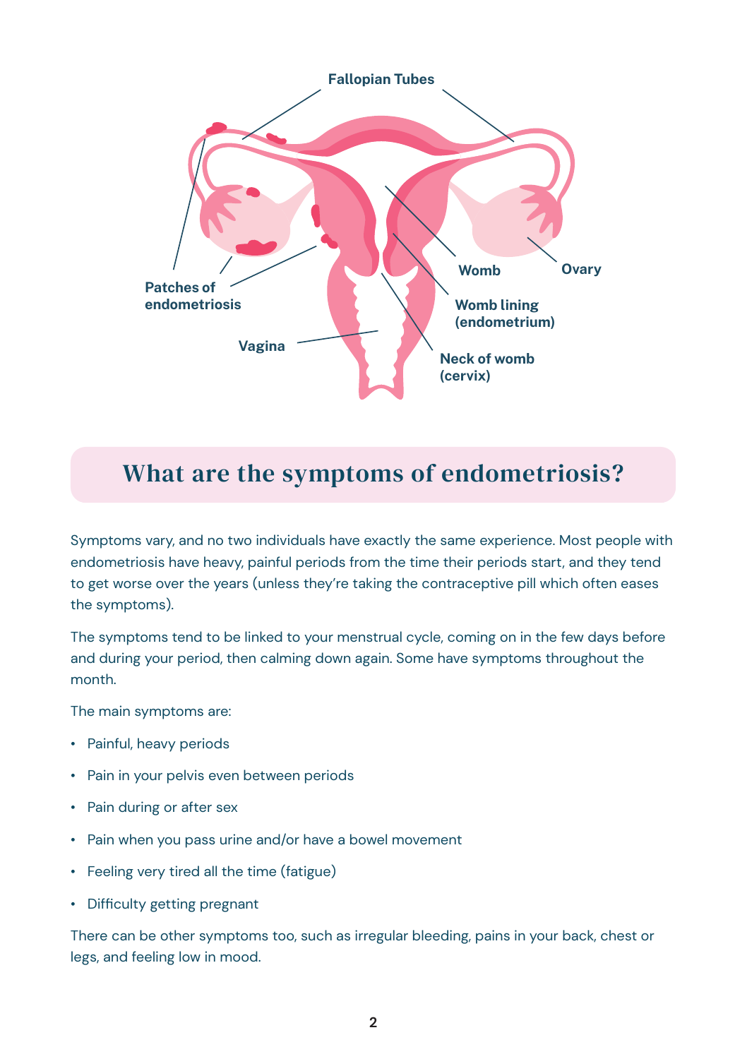Fallopian Tubes

Patches of endometriosis

Womb

Ovary

Womb lining (endometrium)

Vagina

Neck of womb (cervix)

## What are the symptoms of endometriosis?

Symptoms vary, and no two individuals have exactly the same experience. Most people with endometriosis have heavy, painful periods from the time their periods start, and they tend to get worse over the years (unless they're taking the contraceptive pill which often eases the symptoms).

The symptoms tend to be linked to your menstrual cycle, coming on in the few days before and during your period, then calming down again. Some have symptoms throughout the month.

The main symptoms are:

- Painful, heavy periods
- Pain in your pelvis even between periods
- Pain during or after sex
- Pain when you pass urine and/or have a bowel movement
- Feeling very tired all the time (fatigue)
- Difficulty getting pregnant

There can be other symptoms too, such as irregular bleeding, pains in your back, chest or legs, and feeling low in mood.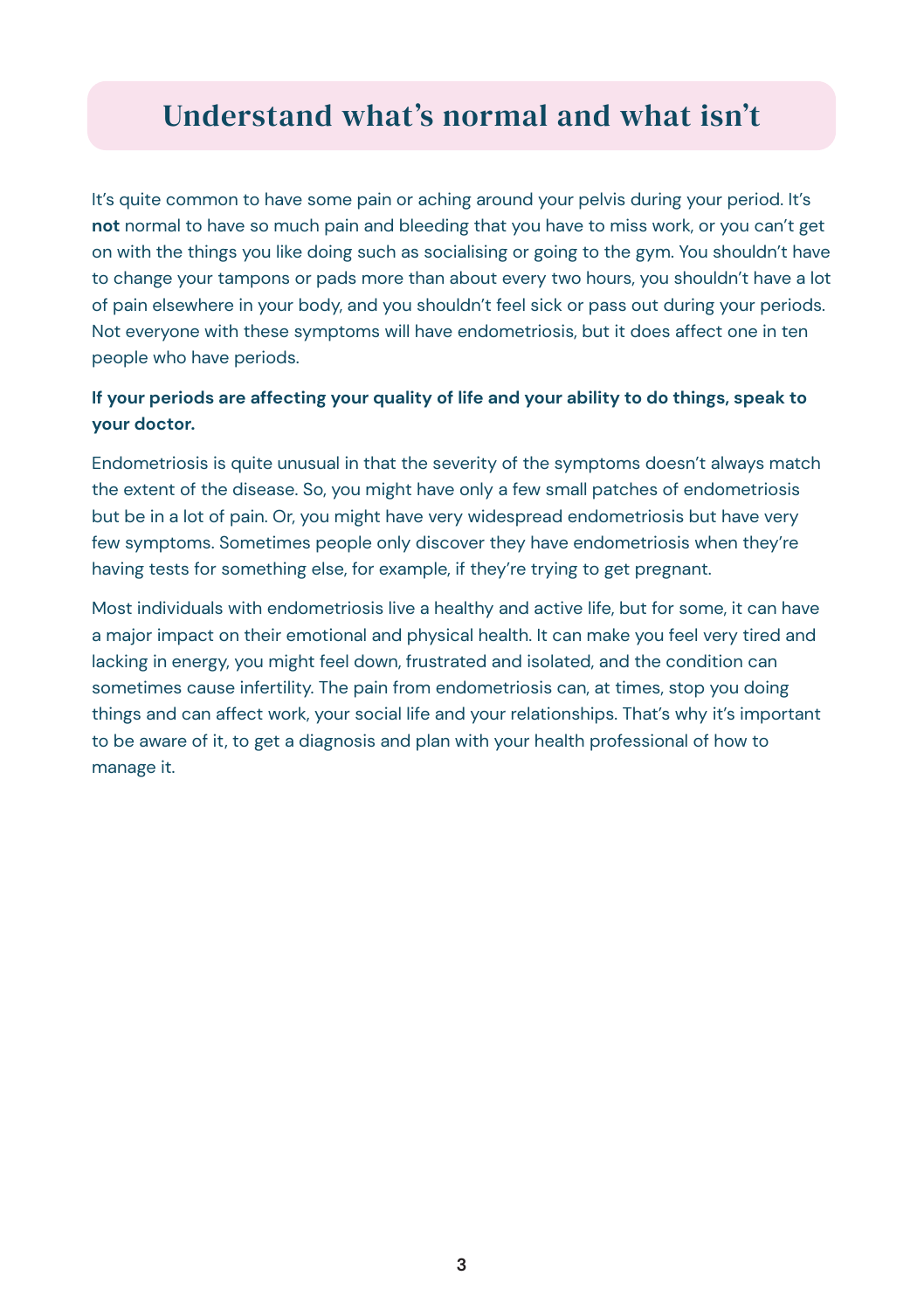# Understand what's normal and what isn't

It's quite common to have some pain or aching around your pelvis during your period. It's **not** normal to have so much pain and bleeding that you have to miss work, or you can't get on with the things you like doing such as socialising or going to the gym. You shouldn't have to change your tampons or pads more than about every two hours, you shouldn't have a lot of pain elsewhere in your body, and you shouldn't feel sick or pass out during your periods. Not everyone with these symptoms will have endometriosis, but it does affect one in ten people who have periods.

**If your periods are affecting your quality of life and your ability to do things, speak to your doctor.**

Endometriosis is quite unusual in that the severity of the symptoms doesn't always match the extent of the disease. So, you might have only a few small patches of endometriosis but be in a lot of pain. Or, you might have very widespread endometriosis but have very few symptoms. Sometimes people only discover they have endometriosis when they're having tests for something else, for example, if they're trying to get pregnant.

Most individuals with endometriosis live a healthy and active life, but for some, it can have a major impact on their emotional and physical health. It can make you feel very tired and lacking in energy, you might feel down, frustrated and isolated, and the condition can sometimes cause infertility. The pain from endometriosis can, at times, stop you doing things and can affect work, your social life and your relationships. That's why it's important to be aware of it, to get a diagnosis and plan with your health professional of how to manage it.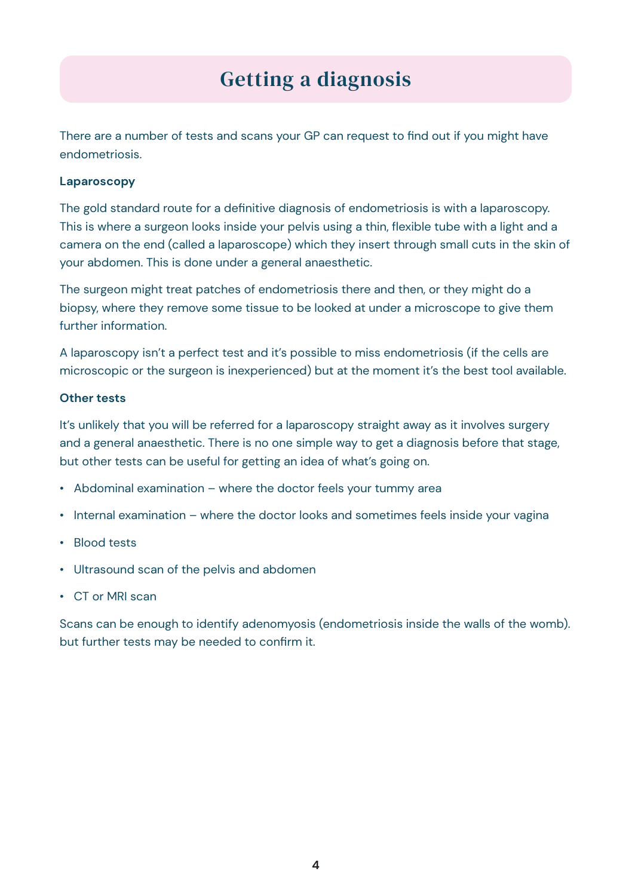# Getting a diagnosis

There are a number of tests and scans your GP can request to find out if you might have endometriosis.

**Laparoscopy**

The gold standard route for a definitive diagnosis of endometriosis is with a laparoscopy. This is where a surgeon looks inside your pelvis using a thin, flexible tube with a light and a camera on the end (called a laparoscope) which they insert through small cuts in the skin of your abdomen. This is done under a general anaesthetic.

The surgeon might treat patches of endometriosis there and then, or they might do a biopsy, where they remove some tissue to be looked at under a microscope to give them further information.

A laparoscopy isn't a perfect test and it's possible to miss endometriosis (if the cells are microscopic or the surgeon is inexperienced) but at the moment it's the best tool available.

**Other tests**

It's unlikely that you will be referred for a laparoscopy straight away as it involves surgery and a general anaesthetic. There is no one simple way to get a diagnosis before that stage, but other tests can be useful for getting an idea of what's going on.

- Abdominal examination – where the doctor feels your tummy area
- Internal examination – where the doctor looks and sometimes feels inside your vagina
- Blood tests
- Ultrasound scan of the pelvis and abdomen
- CT or MRI scan

Scans can be enough to identify adenomyosis (endometriosis inside the walls of the womb). but further tests may be needed to confirm it.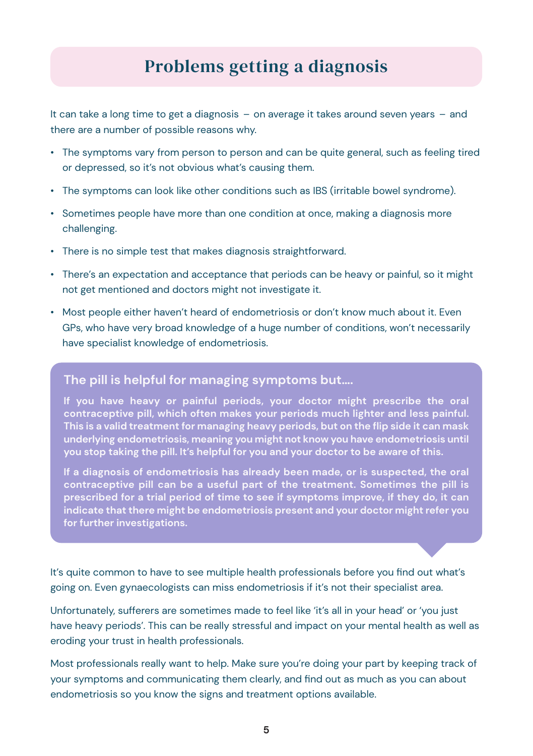# Problems getting a diagnosis

It can take a long time to get a diagnosis – on average it takes around seven years – and there are a number of possible reasons why.

- The symptoms vary from person to person and can be quite general, such as feeling tired or depressed, so it's not obvious what's causing them.
- The symptoms can look like other conditions such as IBS (irritable bowel syndrome).
- Sometimes people have more than one condition at once, making a diagnosis more challenging.
- There is no simple test that makes diagnosis straightforward.
- There's an expectation and acceptance that periods can be heavy or painful, so it might not get mentioned and doctors might not investigate it.
- Most people either haven't heard of endometriosis or don't know much about it. Even GPs, who have very broad knowledge of a huge number of conditions, won't necessarily have specialist knowledge of endometriosis.

## The pill is helpful for managing symptoms but....

**If you have heavy or painful periods, your doctor might prescribe the oral contraceptive pill, which often makes your periods much lighter and less painful. This is a valid treatment for managing heavy periods, but on the flip side it can mask underlying endometriosis, meaning you might not know you have endometriosis until you stop taking the pill. It's helpful for you and your doctor to be aware of this.**

**If a diagnosis of endometriosis has already been made, or is suspected, the oral contraceptive pill can be a useful part of the treatment. Sometimes the pill is prescribed for a trial period of time to see if symptoms improve, if they do, it can indicate that there might be endometriosis present and your doctor might refer you for further investigations.**

It's quite common to have to see multiple health professionals before you find out what's going on. Even gynaecologists can miss endometriosis if it's not their specialist area.

Unfortunately, sufferers are sometimes made to feel like 'it's all in your head' or 'you just have heavy periods'. This can be really stressful and impact on your mental health as well as eroding your trust in health professionals.

Most professionals really want to help. Make sure you're doing your part by keeping track of your symptoms and communicating them clearly, and find out as much as you can about endometriosis so you know the signs and treatment options available.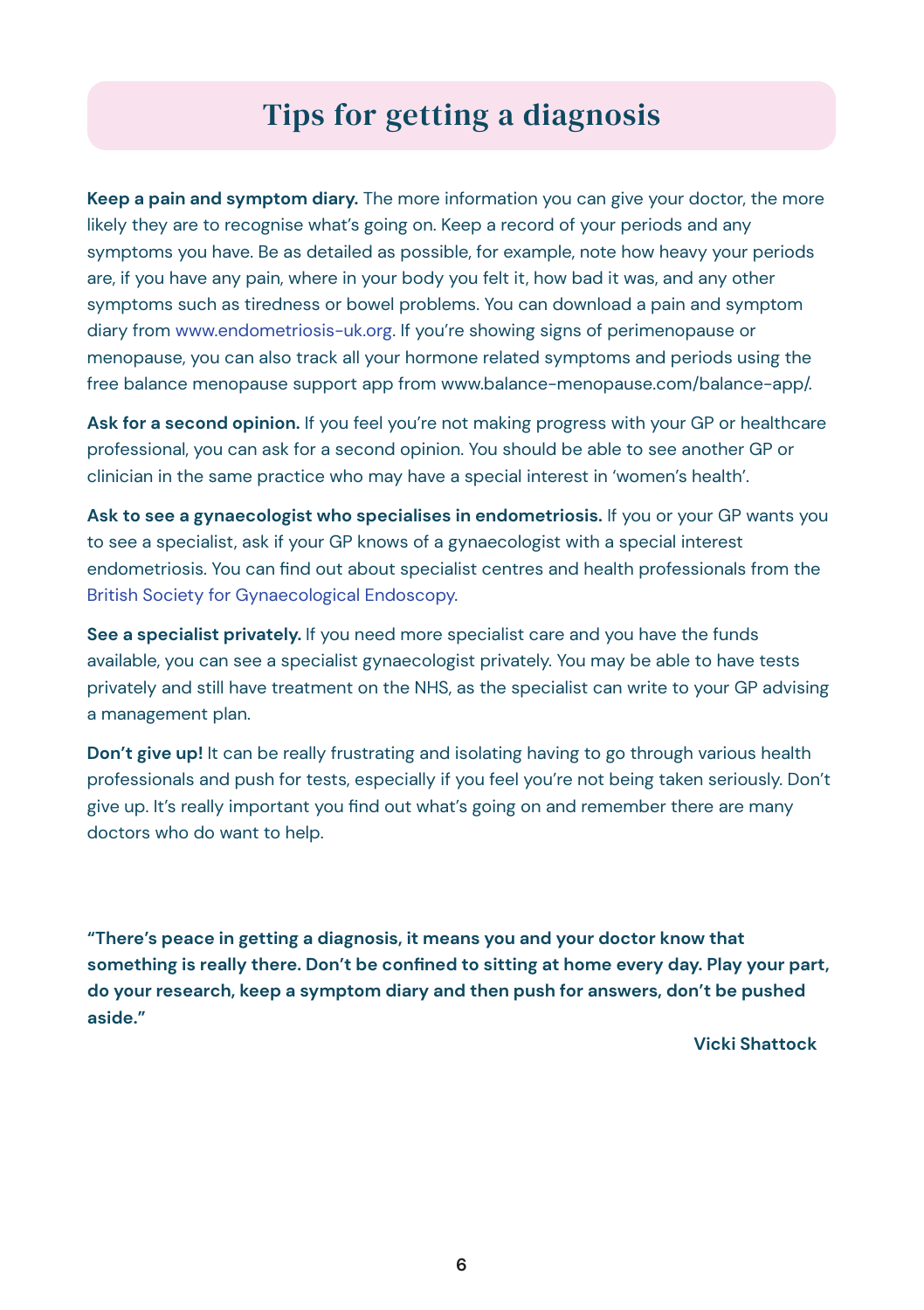# Tips for getting a diagnosis

**Keep a pain and symptom diary.** The more information you can give your doctor, the more likely they are to recognise what's going on. Keep a record of your periods and any symptoms you have. Be as detailed as possible, for example, note how heavy your periods are, if you have any pain, where in your body you felt it, how bad it was, and any other symptoms such as tiredness or bowel problems. You can download a pain and symptom diary from www.endometriosis-uk.org. If you're showing signs of perimenopause or menopause, you can also track all your hormone related symptoms and periods using the free balance menopause support app from www.balance-menopause.com/balance-app/.

**Ask for a second opinion.** If you feel you're not making progress with your GP or healthcare professional, you can ask for a second opinion. You should be able to see another GP or clinician in the same practice who may have a special interest in 'women's health'.

**Ask to see a gynaecologist who specialises in endometriosis.** If you or your GP wants you to see a specialist, ask if your GP knows of a gynaecologist with a special interest endometriosis. You can find out about specialist centres and health professionals from the British Society for Gynaecological Endoscopy.

**See a specialist privately.** If you need more specialist care and you have the funds available, you can see a specialist gynaecologist privately. You may be able to have tests privately and still have treatment on the NHS, as the specialist can write to your GP advising a management plan.

**Don't give up!** It can be really frustrating and isolating having to go through various health professionals and push for tests, especially if you feel you're not being taken seriously. Don't give up. It's really important you find out what's going on and remember there are many doctors who do want to help.

**"There's peace in getting a diagnosis, it means you and your doctor know that something is really there. Don't be confined to sitting at home every day. Play your part, do your research, keep a symptom diary and then push for answers, don't be pushed aside."**

**Vicki Shattock**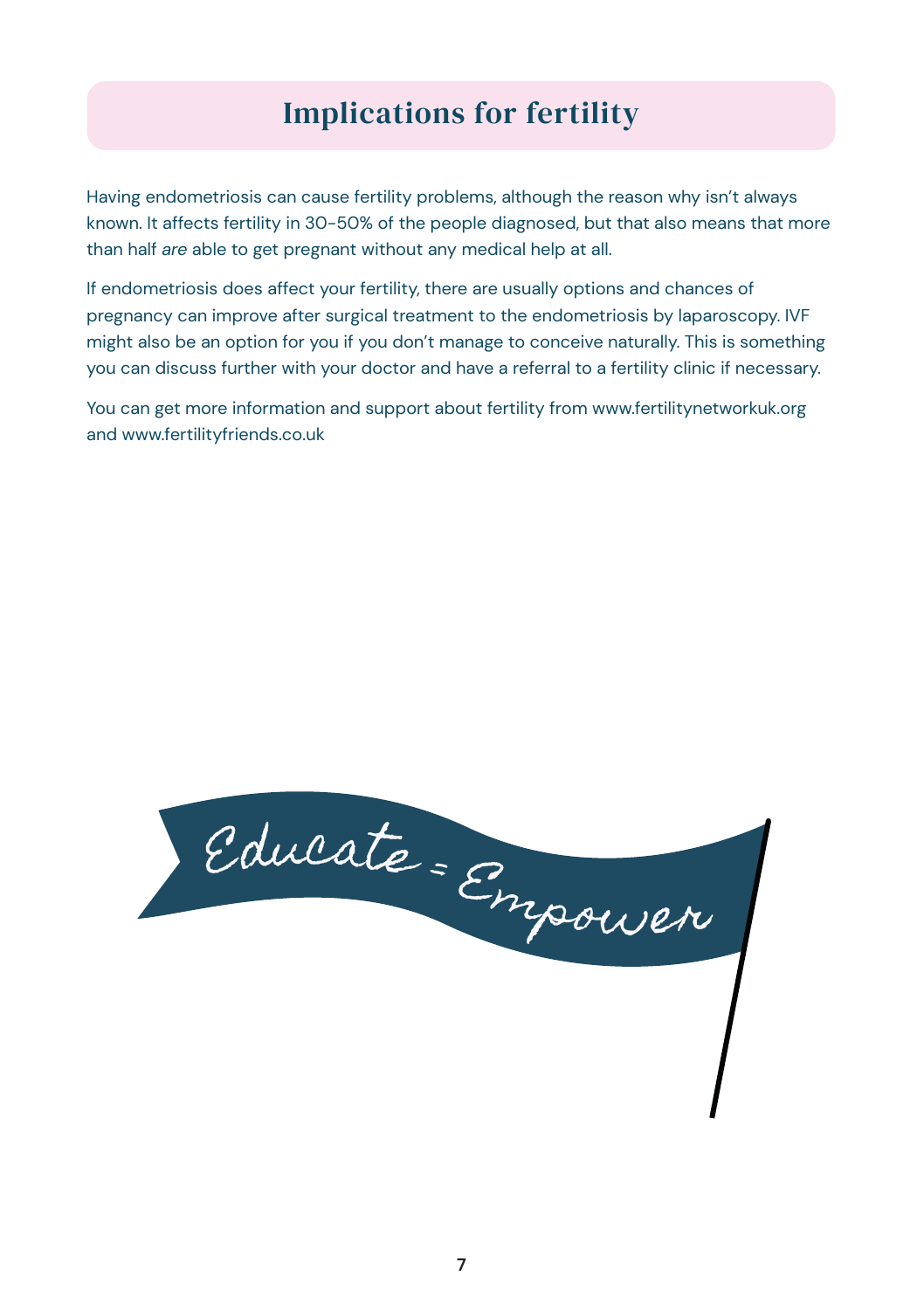## Implications for fertility

Having endometriosis can cause fertility problems, although the reason why isn't always known. It affects fertility in 30-50% of the people diagnosed, but that also means that more than half *are* able to get pregnant without any medical help at all.

If endometriosis does affect your fertility, there are usually options and chances of pregnancy can improve after surgical treatment to the endometriosis by laparoscopy. IVF might also be an option for you if you don't manage to conceive naturally. This is something you can discuss further with your doctor and have a referral to a fertility clinic if necessary.

You can get more information and support about fertility from www.fertilitynetworkuk.org and www.fertilityfriends.co.uk

Educate = Empower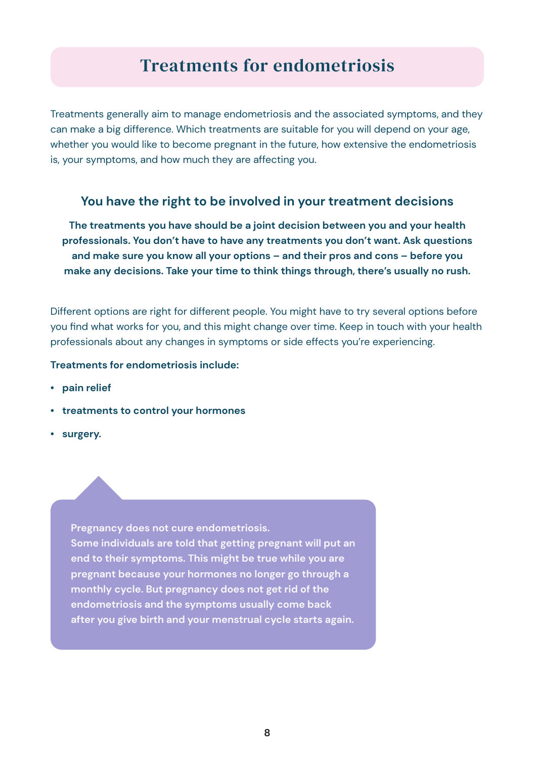# Treatments for endometriosis

Treatments generally aim to manage endometriosis and the associated symptoms, and they can make a big difference. Which treatments are suitable for you will depend on your age, whether you would like to become pregnant in the future, how extensive the endometriosis is, your symptoms, and how much they are affecting you.

### You have the right to be involved in your treatment decisions

**The treatments you have should be a joint decision between you and your health professionals. You don't have to have any treatments you don't want. Ask questions and make sure you know all your options – and their pros and cons – before you make any decisions. Take your time to think things through, there's usually no rush.**

Different options are right for different people. You might have to try several options before you find what works for you, and this might change over time. Keep in touch with your health professionals about any changes in symptoms or side effects you're experiencing.

**Treatments for endometriosis include:**

- **pain relief**
- **treatments to control your hormones**
- **surgery.**

**Pregnancy does not cure endometriosis.**
**Some individuals are told that getting pregnant will put an end to their symptoms. This might be true while you are pregnant because your hormones no longer go through a monthly cycle. But pregnancy does not get rid of the endometriosis and the symptoms usually come back after you give birth and your menstrual cycle starts again.**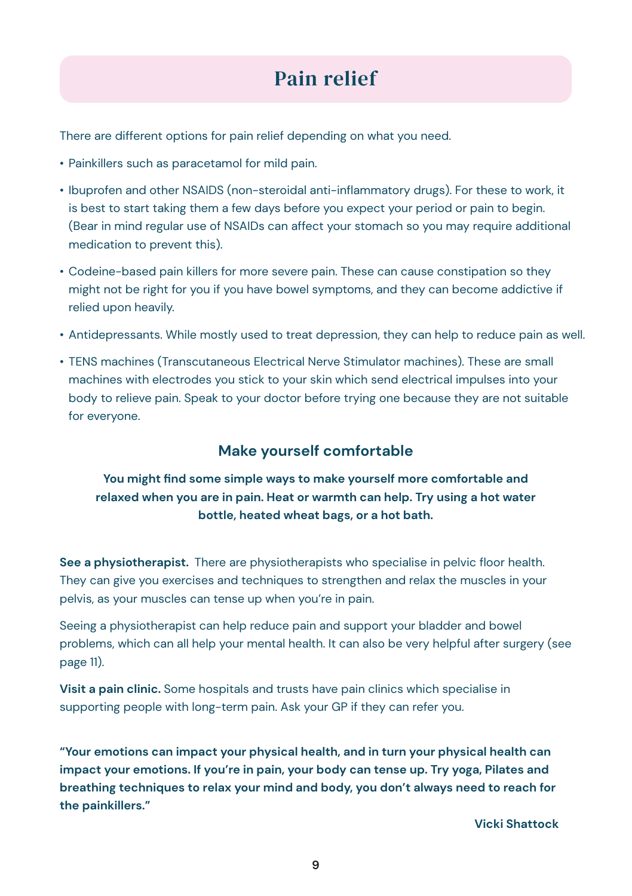# Pain relief

There are different options for pain relief depending on what you need.

- Painkillers such as paracetamol for mild pain.
- Ibuprofen and other NSAIDS (non-steroidal anti-inflammatory drugs). For these to work, it is best to start taking them a few days before you expect your period or pain to begin. (Bear in mind regular use of NSAIDs can affect your stomach so you may require additional medication to prevent this).
- Codeine-based pain killers for more severe pain. These can cause constipation so they might not be right for you if you have bowel symptoms, and they can become addictive if relied upon heavily.
- Antidepressants. While mostly used to treat depression, they can help to reduce pain as well.
- TENS machines (Transcutaneous Electrical Nerve Stimulator machines). These are small machines with electrodes you stick to your skin which send electrical impulses into your body to relieve pain. Speak to your doctor before trying one because they are not suitable for everyone.

## Make yourself comfortable

**You might find some simple ways to make yourself more comfortable and relaxed when you are in pain. Heat or warmth can help. Try using a hot water bottle, heated wheat bags, or a hot bath.**

**See a physiotherapist.** There are physiotherapists who specialise in pelvic floor health. They can give you exercises and techniques to strengthen and relax the muscles in your pelvis, as your muscles can tense up when you're in pain.

Seeing a physiotherapist can help reduce pain and support your bladder and bowel problems, which can all help your mental health. It can also be very helpful after surgery (see page 11).

**Visit a pain clinic.** Some hospitals and trusts have pain clinics which specialise in supporting people with long-term pain. Ask your GP if they can refer you.

**"Your emotions can impact your physical health, and in turn your physical health can impact your emotions. If you're in pain, your body can tense up. Try yoga, Pilates and breathing techniques to relax your mind and body, you don't always need to reach for the painkillers."**

**Vicki Shattock**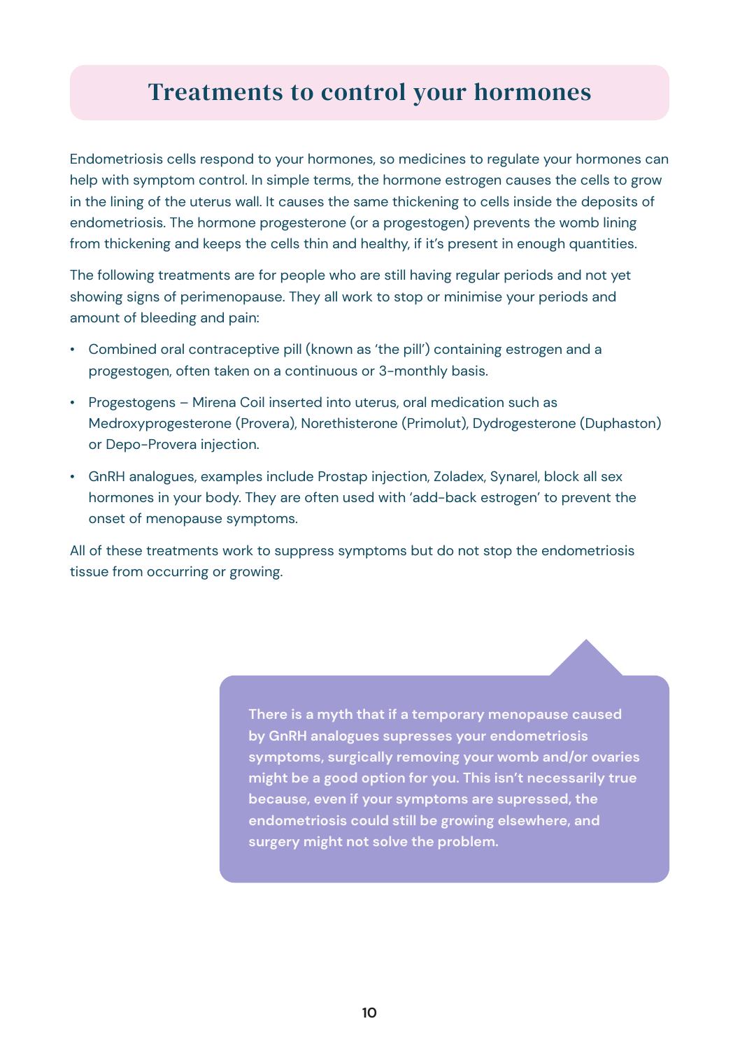# Treatments to control your hormones

Endometriosis cells respond to your hormones, so medicines to regulate your hormones can help with symptom control. In simple terms, the hormone estrogen causes the cells to grow in the lining of the uterus wall. It causes the same thickening to cells inside the deposits of endometriosis. The hormone progesterone (or a progestogen) prevents the womb lining from thickening and keeps the cells thin and healthy, if it's present in enough quantities.

The following treatments are for people who are still having regular periods and not yet showing signs of perimenopause. They all work to stop or minimise your periods and amount of bleeding and pain:

- Combined oral contraceptive pill (known as 'the pill') containing estrogen and a progestogen, often taken on a continuous or 3-monthly basis.
- Progestogens – Mirena Coil inserted into uterus, oral medication such as Medroxyprogesterone (Provera), Norethisterone (Primolut), Dydrogesterone (Duphaston) or Depo-Provera injection.
- GnRH analogues, examples include Prostap injection, Zoladex, Synarel, block all sex hormones in your body. They are often used with 'add-back estrogen' to prevent the onset of menopause symptoms.

All of these treatments work to suppress symptoms but do not stop the endometriosis tissue from occurring or growing.

**There is a myth that if a temporary menopause caused by GnRH analogues supresses your endometriosis symptoms, surgically removing your womb and/or ovaries might be a good option for you. This isn't necessarily true because, even if your symptoms are supressed, the endometriosis could still be growing elsewhere, and surgery might not solve the problem.**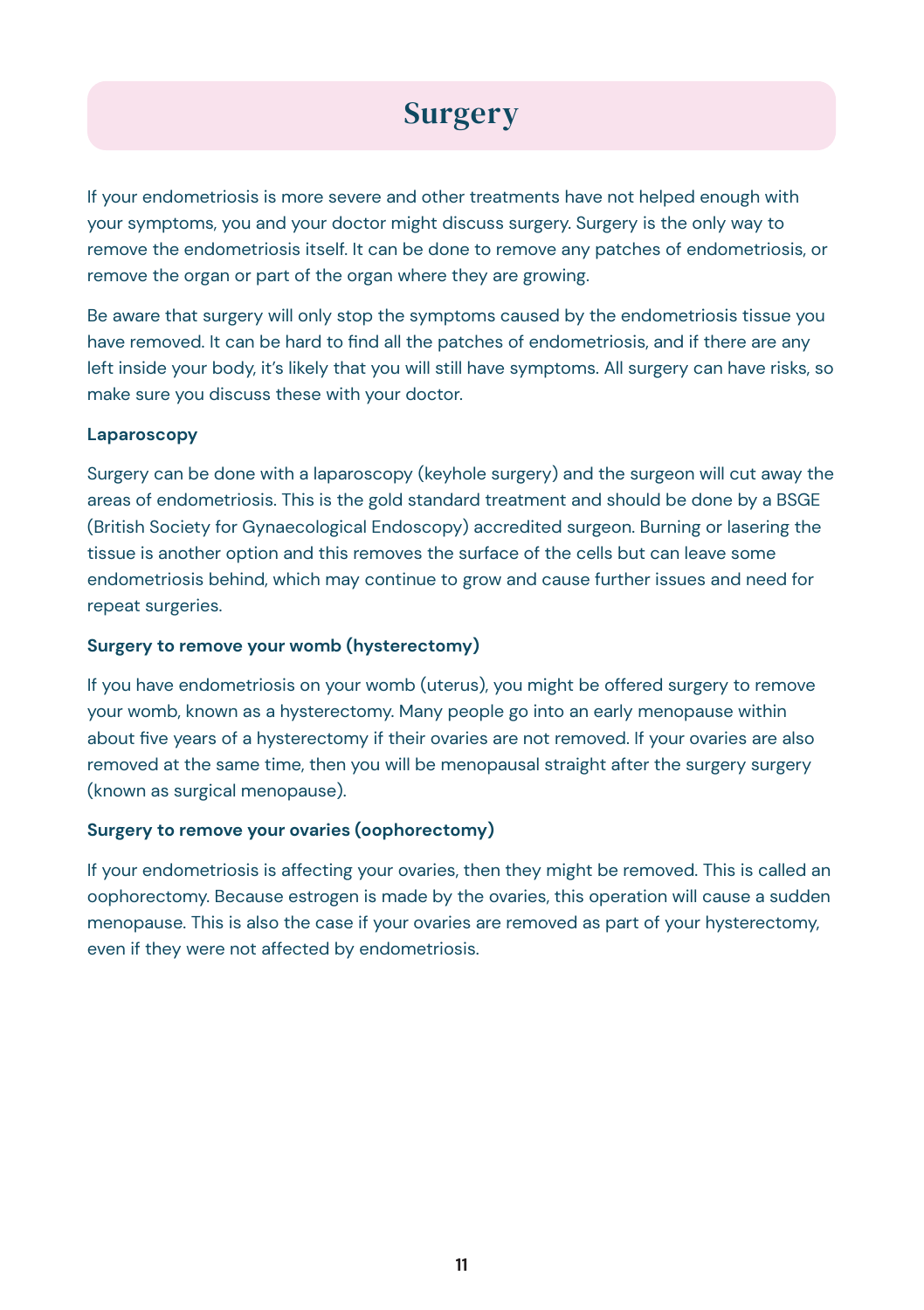# Surgery

If your endometriosis is more severe and other treatments have not helped enough with your symptoms, you and your doctor might discuss surgery. Surgery is the only way to remove the endometriosis itself. It can be done to remove any patches of endometriosis, or remove the organ or part of the organ where they are growing.

Be aware that surgery will only stop the symptoms caused by the endometriosis tissue you have removed. It can be hard to find all the patches of endometriosis, and if there are any left inside your body, it's likely that you will still have symptoms. All surgery can have risks, so make sure you discuss these with your doctor.

### Laparoscopy

Surgery can be done with a laparoscopy (keyhole surgery) and the surgeon will cut away the areas of endometriosis. This is the gold standard treatment and should be done by a BSGE (British Society for Gynaecological Endoscopy) accredited surgeon. Burning or lasering the tissue is another option and this removes the surface of the cells but can leave some endometriosis behind, which may continue to grow and cause further issues and need for repeat surgeries.

### Surgery to remove your womb (hysterectomy)

If you have endometriosis on your womb (uterus), you might be offered surgery to remove your womb, known as a hysterectomy. Many people go into an early menopause within about five years of a hysterectomy if their ovaries are not removed. If your ovaries are also removed at the same time, then you will be menopausal straight after the surgery surgery (known as surgical menopause).

### Surgery to remove your ovaries (oophorectomy)

If your endometriosis is affecting your ovaries, then they might be removed. This is called an oophorectomy. Because estrogen is made by the ovaries, this operation will cause a sudden menopause. This is also the case if your ovaries are removed as part of your hysterectomy, even if they were not affected by endometriosis.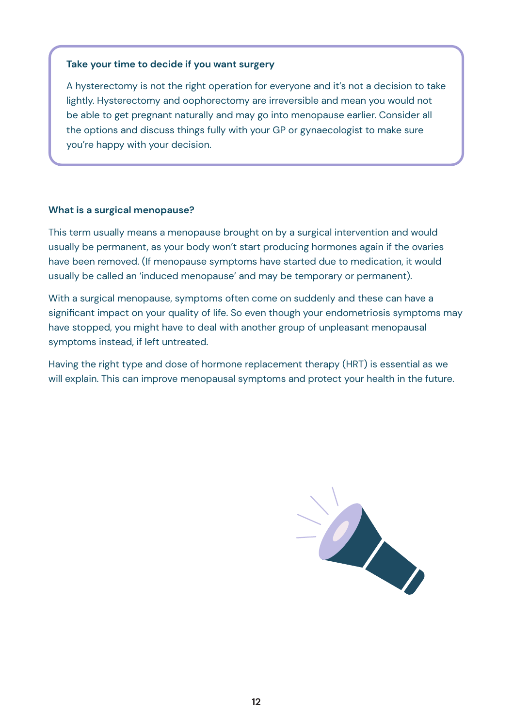**Take your time to decide if you want surgery**

A hysterectomy is not the right operation for everyone and it's not a decision to take lightly. Hysterectomy and oophorectomy are irreversible and mean you would not be able to get pregnant naturally and may go into menopause earlier. Consider all the options and discuss things fully with your GP or gynaecologist to make sure you're happy with your decision.

### What is a surgical menopause?

This term usually means a menopause brought on by a surgical intervention and would usually be permanent, as your body won't start producing hormones again if the ovaries have been removed. (If menopause symptoms have started due to medication, it would usually be called an 'induced menopause' and may be temporary or permanent).

With a surgical menopause, symptoms often come on suddenly and these can have a significant impact on your quality of life. So even though your endometriosis symptoms may have stopped, you might have to deal with another group of unpleasant menopausal symptoms instead, if left untreated.

Having the right type and dose of hormone replacement therapy (HRT) is essential as we will explain. This can improve menopausal symptoms and protect your health in the future.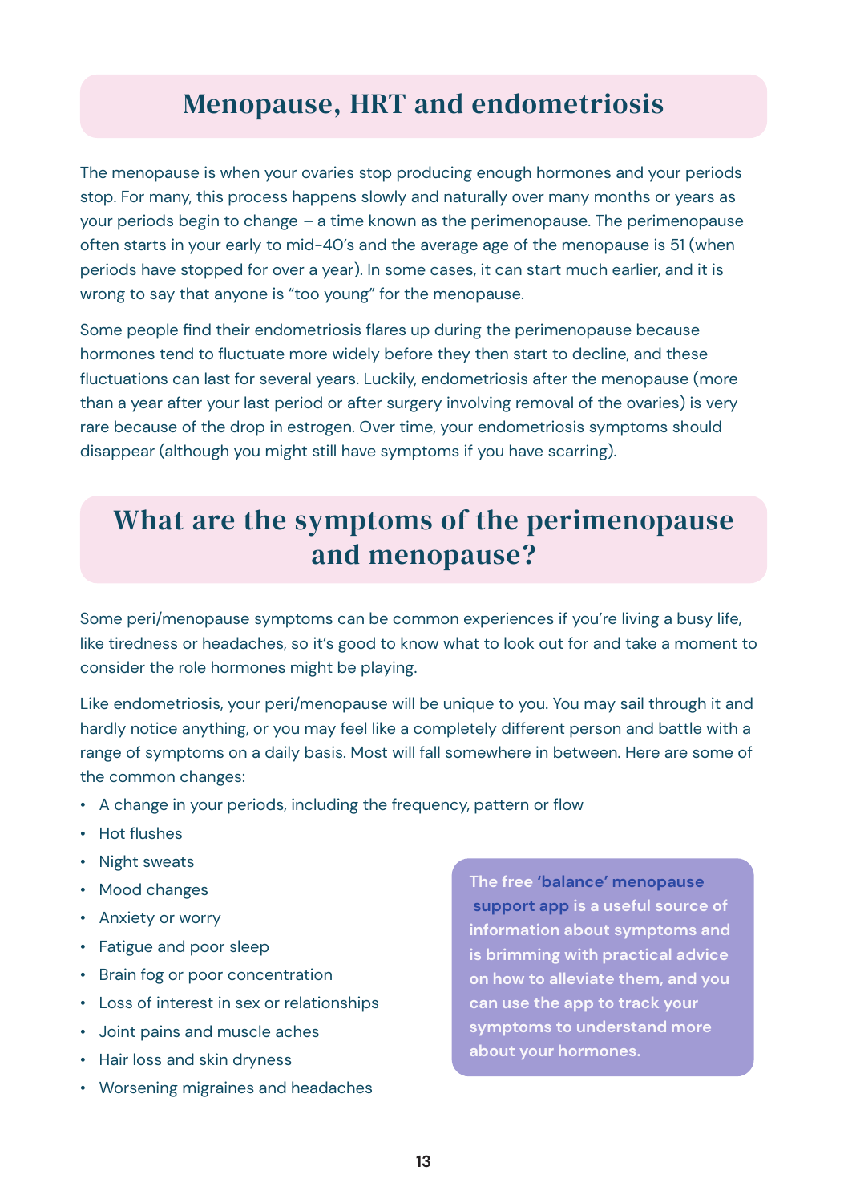## Menopause, HRT and endometriosis

The menopause is when your ovaries stop producing enough hormones and your periods stop. For many, this process happens slowly and naturally over many months or years as your periods begin to change – a time known as the perimenopause. The perimenopause often starts in your early to mid-40's and the average age of the menopause is 51 (when periods have stopped for over a year). In some cases, it can start much earlier, and it is wrong to say that anyone is "too young" for the menopause.

Some people find their endometriosis flares up during the perimenopause because hormones tend to fluctuate more widely before they then start to decline, and these fluctuations can last for several years. Luckily, endometriosis after the menopause (more than a year after your last period or after surgery involving removal of the ovaries) is very rare because of the drop in estrogen. Over time, your endometriosis symptoms should disappear (although you might still have symptoms if you have scarring).

## What are the symptoms of the perimenopause and menopause?

Some peri/menopause symptoms can be common experiences if you're living a busy life, like tiredness or headaches, so it's good to know what to look out for and take a moment to consider the role hormones might be playing.

Like endometriosis, your peri/menopause will be unique to you. You may sail through it and hardly notice anything, or you may feel like a completely different person and battle with a range of symptoms on a daily basis. Most will fall somewhere in between. Here are some of the common changes:

- A change in your periods, including the frequency, pattern or flow
- Hot flushes
- Night sweats
- Mood changes
- Anxiety or worry
- Fatigue and poor sleep
- Brain fog or poor concentration
- Loss of interest in sex or relationships
- Joint pains and muscle aches
- Hair loss and skin dryness
- Worsening migraines and headaches

**The free 'balance' menopause support app is a useful source of information about symptoms and is brimming with practical advice on how to alleviate them, and you can use the app to track your symptoms to understand more about your hormones.**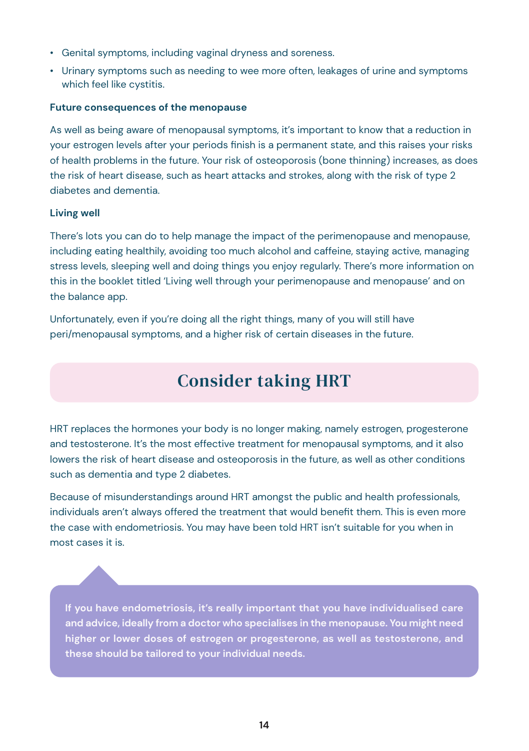- Genital symptoms, including vaginal dryness and soreness.
- Urinary symptoms such as needing to wee more often, leakages of urine and symptoms which feel like cystitis.

**Future consequences of the menopause**

As well as being aware of menopausal symptoms, it's important to know that a reduction in your estrogen levels after your periods finish is a permanent state, and this raises your risks of health problems in the future. Your risk of osteoporosis (bone thinning) increases, as does the risk of heart disease, such as heart attacks and strokes, along with the risk of type 2 diabetes and dementia.

**Living well**

There's lots you can do to help manage the impact of the perimenopause and menopause, including eating healthily, avoiding too much alcohol and caffeine, staying active, managing stress levels, sleeping well and doing things you enjoy regularly. There's more information on this in the booklet titled 'Living well through your perimenopause and menopause' and on the balance app.

Unfortunately, even if you're doing all the right things, many of you will still have peri/menopausal symptoms, and a higher risk of certain diseases in the future.

## Consider taking HRT

HRT replaces the hormones your body is no longer making, namely estrogen, progesterone and testosterone. It's the most effective treatment for menopausal symptoms, and it also lowers the risk of heart disease and osteoporosis in the future, as well as other conditions such as dementia and type 2 diabetes.

Because of misunderstandings around HRT amongst the public and health professionals, individuals aren't always offered the treatment that would benefit them. This is even more the case with endometriosis. You may have been told HRT isn't suitable for you when in most cases it is.

**If you have endometriosis, it's really important that you have individualised care and advice, ideally from a doctor who specialises in the menopause. You might need higher or lower doses of estrogen or progesterone, as well as testosterone, and these should be tailored to your individual needs.**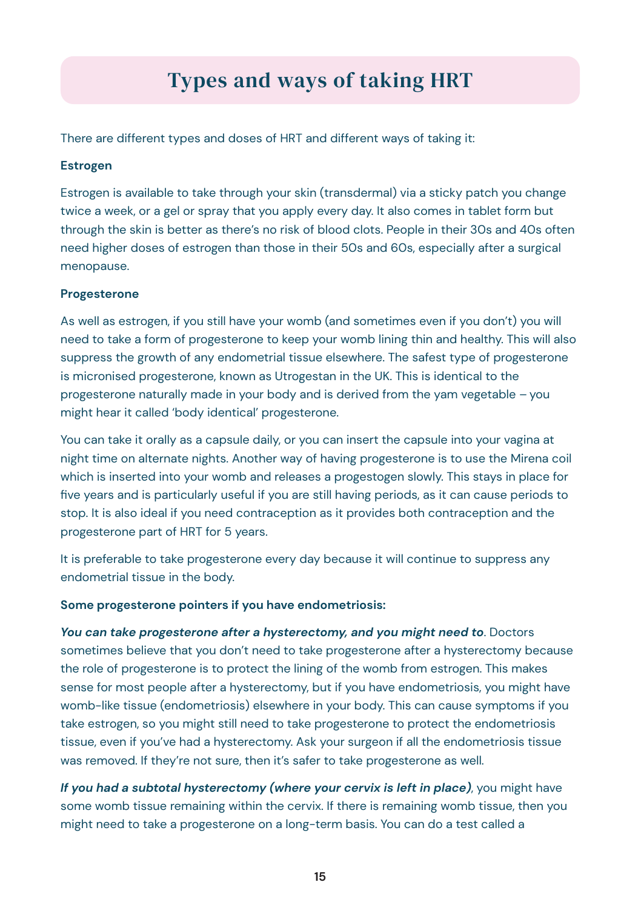# Types and ways of taking HRT

There are different types and doses of HRT and different ways of taking it:

**Estrogen**

Estrogen is available to take through your skin (transdermal) via a sticky patch you change twice a week, or a gel or spray that you apply every day. It also comes in tablet form but through the skin is better as there's no risk of blood clots. People in their 30s and 40s often need higher doses of estrogen than those in their 50s and 60s, especially after a surgical menopause.

**Progesterone**

As well as estrogen, if you still have your womb (and sometimes even if you don't) you will need to take a form of progesterone to keep your womb lining thin and healthy. This will also suppress the growth of any endometrial tissue elsewhere. The safest type of progesterone is micronised progesterone, known as Utrogestan in the UK. This is identical to the progesterone naturally made in your body and is derived from the yam vegetable – you might hear it called 'body identical' progesterone.

You can take it orally as a capsule daily, or you can insert the capsule into your vagina at night time on alternate nights. Another way of having progesterone is to use the Mirena coil which is inserted into your womb and releases a progestogen slowly. This stays in place for five years and is particularly useful if you are still having periods, as it can cause periods to stop. It is also ideal if you need contraception as it provides both contraception and the progesterone part of HRT for 5 years.

It is preferable to take progesterone every day because it will continue to suppress any endometrial tissue in the body.

**Some progesterone pointers if you have endometriosis:**

***You can take progesterone after a hysterectomy, and you might need to***. Doctors sometimes believe that you don't need to take progesterone after a hysterectomy because the role of progesterone is to protect the lining of the womb from estrogen. This makes sense for most people after a hysterectomy, but if you have endometriosis, you might have womb-like tissue (endometriosis) elsewhere in your body. This can cause symptoms if you take estrogen, so you might still need to take progesterone to protect the endometriosis tissue, even if you've had a hysterectomy. Ask your surgeon if all the endometriosis tissue was removed. If they're not sure, then it's safer to take progesterone as well.

***If you had a subtotal hysterectomy (where your cervix is left in place)***, you might have some womb tissue remaining within the cervix. If there is remaining womb tissue, then you might need to take a progesterone on a long-term basis. You can do a test called a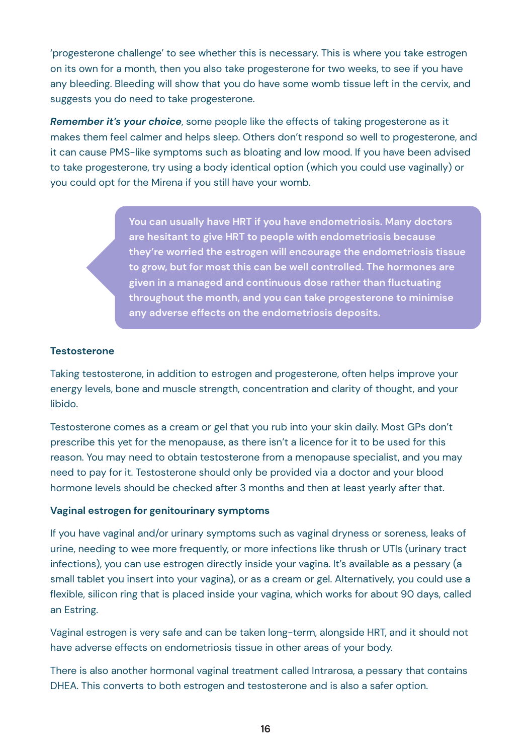'progesterone challenge' to see whether this is necessary. This is where you take estrogen on its own for a month, then you also take progesterone for two weeks, to see if you have any bleeding. Bleeding will show that you do have some womb tissue left in the cervix, and suggests you do need to take progesterone.

***Remember it's your choice***, some people like the effects of taking progesterone as it makes them feel calmer and helps sleep. Others don't respond so well to progesterone, and it can cause PMS-like symptoms such as bloating and low mood. If you have been advised to take progesterone, try using a body identical option (which you could use vaginally) or you could opt for the Mirena if you still have your womb.

> **You can usually have HRT if you have endometriosis. Many doctors are hesitant to give HRT to people with endometriosis because they're worried the estrogen will encourage the endometriosis tissue to grow, but for most this can be well controlled. The hormones are given in a managed and continuous dose rather than fluctuating throughout the month, and you can take progesterone to minimise any adverse effects on the endometriosis deposits.**

**Testosterone**

Taking testosterone, in addition to estrogen and progesterone, often helps improve your energy levels, bone and muscle strength, concentration and clarity of thought, and your libido.

Testosterone comes as a cream or gel that you rub into your skin daily. Most GPs don't prescribe this yet for the menopause, as there isn't a licence for it to be used for this reason. You may need to obtain testosterone from a menopause specialist, and you may need to pay for it. Testosterone should only be provided via a doctor and your blood hormone levels should be checked after 3 months and then at least yearly after that.

**Vaginal estrogen for genitourinary symptoms**

If you have vaginal and/or urinary symptoms such as vaginal dryness or soreness, leaks of urine, needing to wee more frequently, or more infections like thrush or UTIs (urinary tract infections), you can use estrogen directly inside your vagina. It's available as a pessary (a small tablet you insert into your vagina), or as a cream or gel. Alternatively, you could use a flexible, silicon ring that is placed inside your vagina, which works for about 90 days, called an Estring.

Vaginal estrogen is very safe and can be taken long-term, alongside HRT, and it should not have adverse effects on endometriosis tissue in other areas of your body.

There is also another hormonal vaginal treatment called Intrarosa, a pessary that contains DHEA. This converts to both estrogen and testosterone and is also a safer option.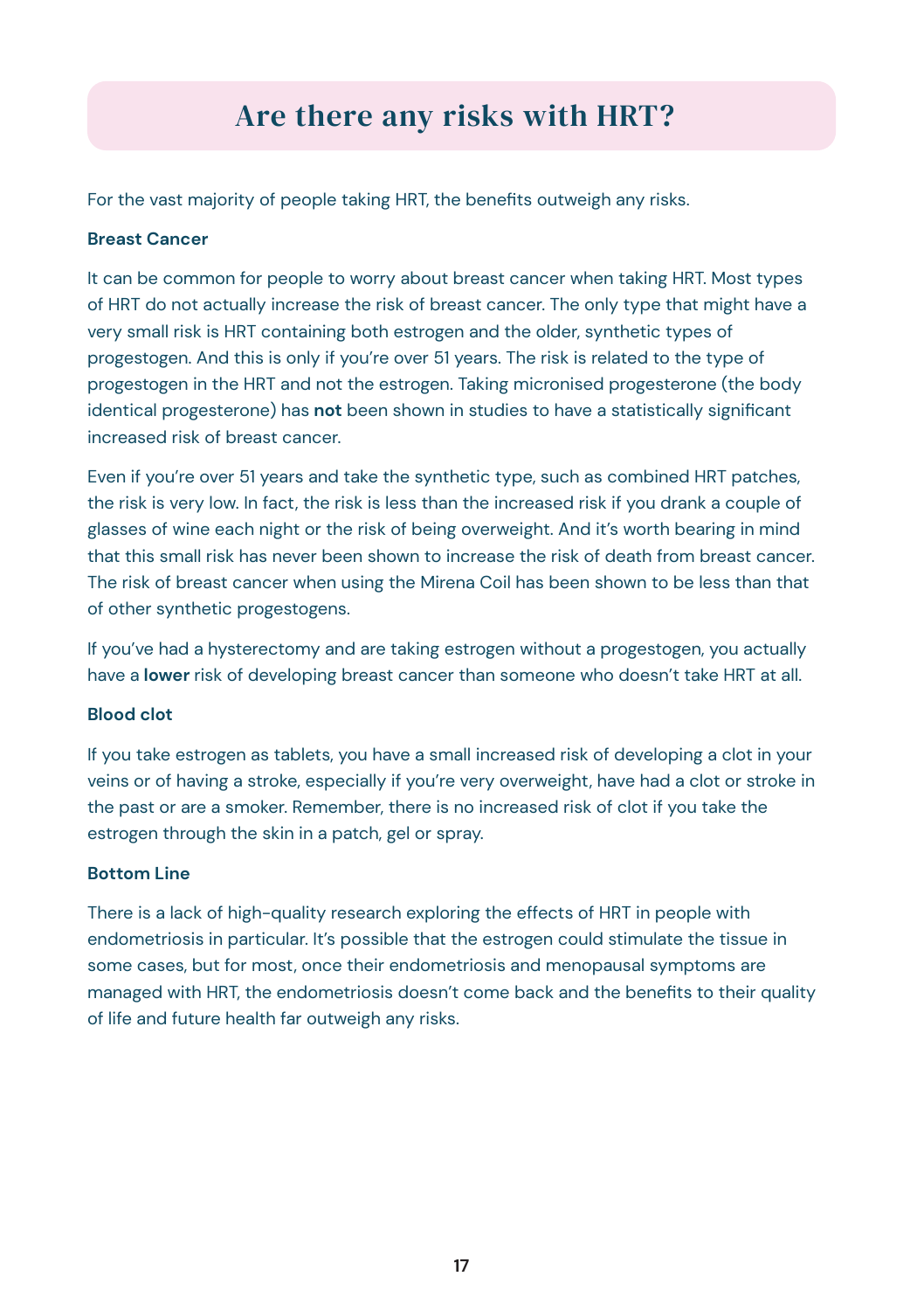# Are there any risks with HRT?

For the vast majority of people taking HRT, the benefits outweigh any risks.

**Breast Cancer**

It can be common for people to worry about breast cancer when taking HRT. Most types of HRT do not actually increase the risk of breast cancer. The only type that might have a very small risk is HRT containing both estrogen and the older, synthetic types of progestogen. And this is only if you're over 51 years. The risk is related to the type of progestogen in the HRT and not the estrogen. Taking micronised progesterone (the body identical progesterone) has **not** been shown in studies to have a statistically significant increased risk of breast cancer.

Even if you're over 51 years and take the synthetic type, such as combined HRT patches, the risk is very low. In fact, the risk is less than the increased risk if you drank a couple of glasses of wine each night or the risk of being overweight. And it's worth bearing in mind that this small risk has never been shown to increase the risk of death from breast cancer. The risk of breast cancer when using the Mirena Coil has been shown to be less than that of other synthetic progestogens.

If you've had a hysterectomy and are taking estrogen without a progestogen, you actually have a **lower** risk of developing breast cancer than someone who doesn't take HRT at all.

**Blood clot**

If you take estrogen as tablets, you have a small increased risk of developing a clot in your veins or of having a stroke, especially if you're very overweight, have had a clot or stroke in the past or are a smoker. Remember, there is no increased risk of clot if you take the estrogen through the skin in a patch, gel or spray.

**Bottom Line**

There is a lack of high-quality research exploring the effects of HRT in people with endometriosis in particular. It's possible that the estrogen could stimulate the tissue in some cases, but for most, once their endometriosis and menopausal symptoms are managed with HRT, the endometriosis doesn't come back and the benefits to their quality of life and future health far outweigh any risks.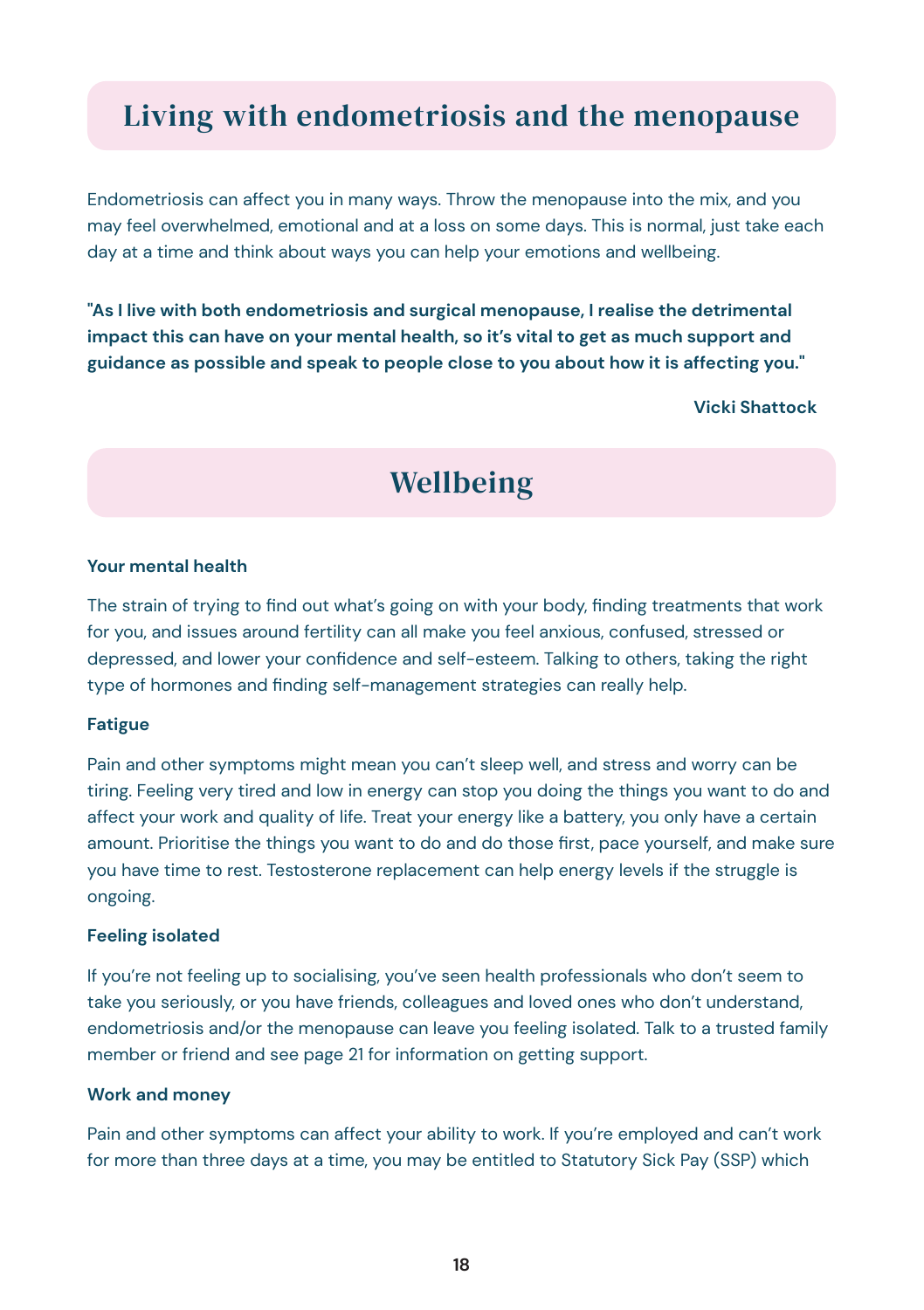## Living with endometriosis and the menopause

Endometriosis can affect you in many ways. Throw the menopause into the mix, and you may feel overwhelmed, emotional and at a loss on some days. This is normal, just take each day at a time and think about ways you can help your emotions and wellbeing.

**"As I live with both endometriosis and surgical menopause, I realise the detrimental impact this can have on your mental health, so it's vital to get as much support and guidance as possible and speak to people close to you about how it is affecting you."**

**Vicki Shattock**

## Wellbeing

**Your mental health**

The strain of trying to find out what's going on with your body, finding treatments that work for you, and issues around fertility can all make you feel anxious, confused, stressed or depressed, and lower your confidence and self-esteem. Talking to others, taking the right type of hormones and finding self-management strategies can really help.

**Fatigue**

Pain and other symptoms might mean you can't sleep well, and stress and worry can be tiring. Feeling very tired and low in energy can stop you doing the things you want to do and affect your work and quality of life. Treat your energy like a battery, you only have a certain amount. Prioritise the things you want to do and do those first, pace yourself, and make sure you have time to rest. Testosterone replacement can help energy levels if the struggle is ongoing.

**Feeling isolated**

If you're not feeling up to socialising, you've seen health professionals who don't seem to take you seriously, or you have friends, colleagues and loved ones who don't understand, endometriosis and/or the menopause can leave you feeling isolated. Talk to a trusted family member or friend and see page 21 for information on getting support.

**Work and money**

Pain and other symptoms can affect your ability to work. If you're employed and can't work for more than three days at a time, you may be entitled to Statutory Sick Pay (SSP) which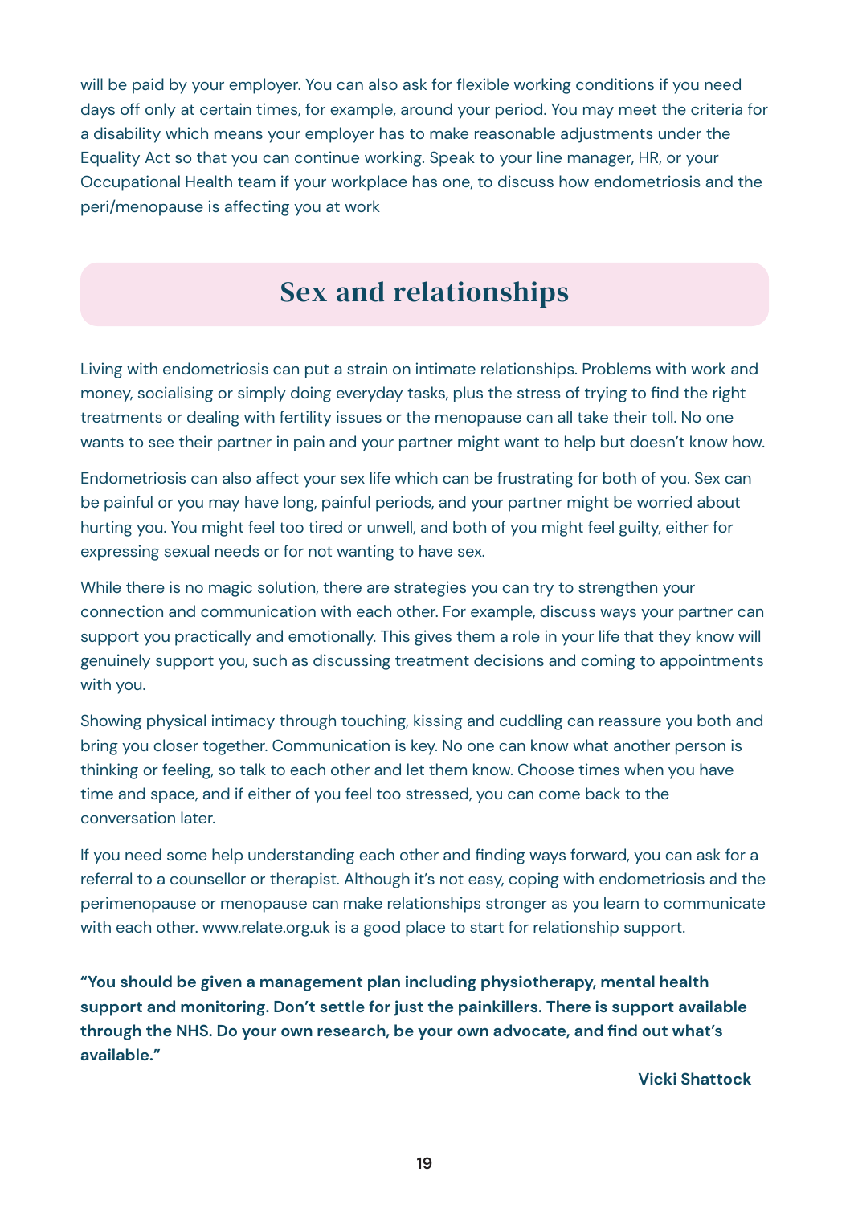will be paid by your employer. You can also ask for flexible working conditions if you need days off only at certain times, for example, around your period. You may meet the criteria for a disability which means your employer has to make reasonable adjustments under the Equality Act so that you can continue working. Speak to your line manager, HR, or your Occupational Health team if your workplace has one, to discuss how endometriosis and the peri/menopause is affecting you at work

## Sex and relationships

Living with endometriosis can put a strain on intimate relationships. Problems with work and money, socialising or simply doing everyday tasks, plus the stress of trying to find the right treatments or dealing with fertility issues or the menopause can all take their toll. No one wants to see their partner in pain and your partner might want to help but doesn't know how.

Endometriosis can also affect your sex life which can be frustrating for both of you. Sex can be painful or you may have long, painful periods, and your partner might be worried about hurting you. You might feel too tired or unwell, and both of you might feel guilty, either for expressing sexual needs or for not wanting to have sex.

While there is no magic solution, there are strategies you can try to strengthen your connection and communication with each other. For example, discuss ways your partner can support you practically and emotionally. This gives them a role in your life that they know will genuinely support you, such as discussing treatment decisions and coming to appointments with you.

Showing physical intimacy through touching, kissing and cuddling can reassure you both and bring you closer together. Communication is key. No one can know what another person is thinking or feeling, so talk to each other and let them know. Choose times when you have time and space, and if either of you feel too stressed, you can come back to the conversation later.

If you need some help understanding each other and finding ways forward, you can ask for a referral to a counsellor or therapist. Although it's not easy, coping with endometriosis and the perimenopause or menopause can make relationships stronger as you learn to communicate with each other. www.relate.org.uk is a good place to start for relationship support.

**"You should be given a management plan including physiotherapy, mental health support and monitoring. Don't settle for just the painkillers. There is support available through the NHS. Do your own research, be your own advocate, and find out what's available."**

**Vicki Shattock**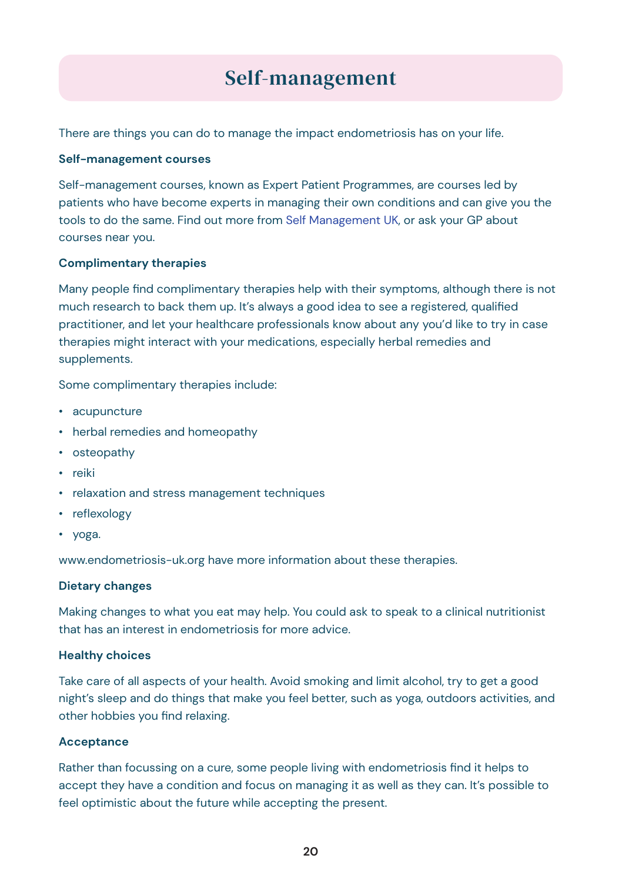# Self-management

There are things you can do to manage the impact endometriosis has on your life.

**Self-management courses**

Self-management courses, known as Expert Patient Programmes, are courses led by patients who have become experts in managing their own conditions and can give you the tools to do the same. Find out more from Self Management UK, or ask your GP about courses near you.

**Complimentary therapies**

Many people find complimentary therapies help with their symptoms, although there is not much research to back them up. It's always a good idea to see a registered, qualified practitioner, and let your healthcare professionals know about any you'd like to try in case therapies might interact with your medications, especially herbal remedies and supplements.

Some complimentary therapies include:

- acupuncture
- herbal remedies and homeopathy
- osteopathy
- reiki
- relaxation and stress management techniques
- reflexology
- yoga.

www.endometriosis-uk.org have more information about these therapies.

**Dietary changes**

Making changes to what you eat may help. You could ask to speak to a clinical nutritionist that has an interest in endometriosis for more advice.

**Healthy choices**

Take care of all aspects of your health. Avoid smoking and limit alcohol, try to get a good night's sleep and do things that make you feel better, such as yoga, outdoors activities, and other hobbies you find relaxing.

**Acceptance**

Rather than focussing on a cure, some people living with endometriosis find it helps to accept they have a condition and focus on managing it as well as they can. It's possible to feel optimistic about the future while accepting the present.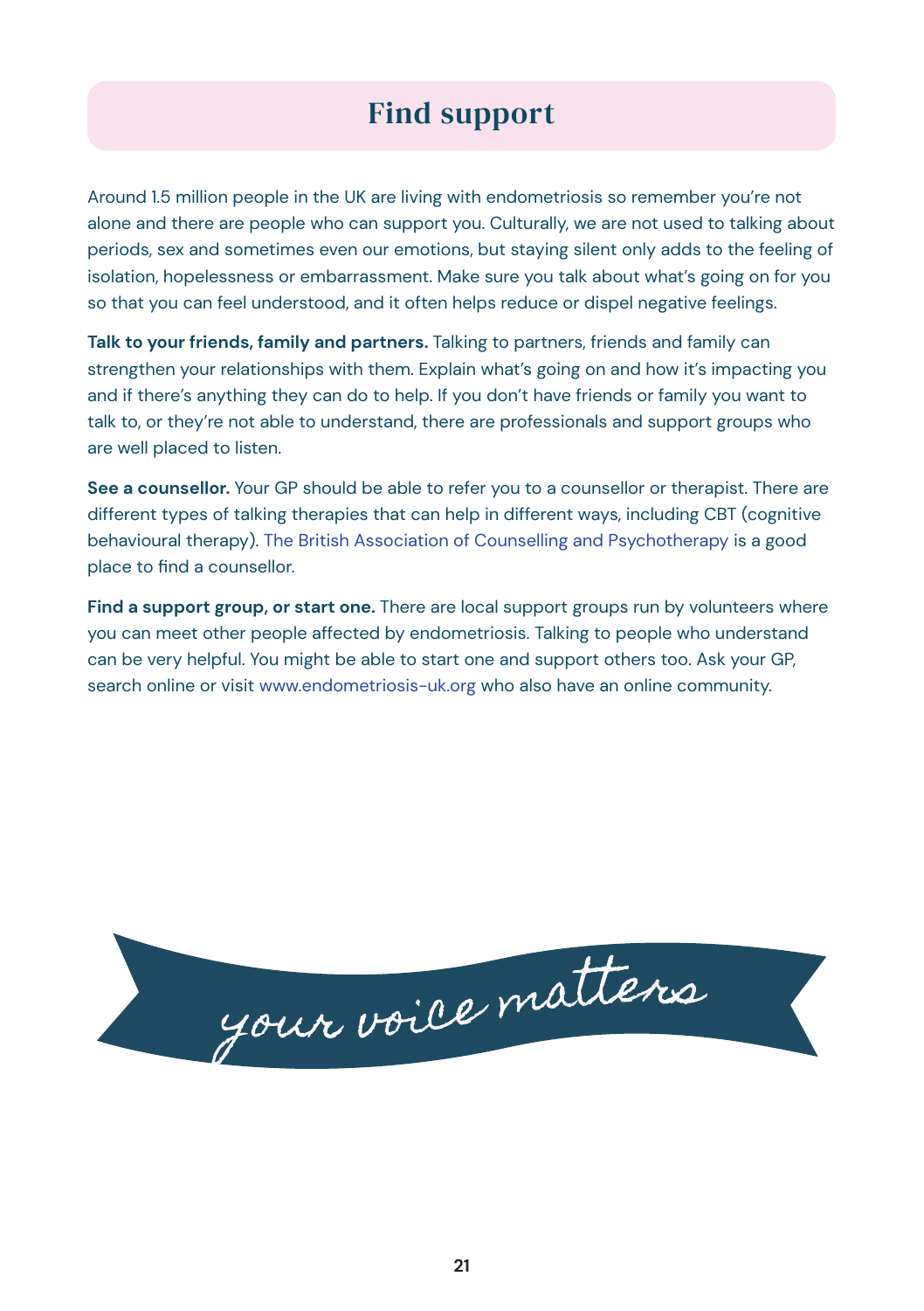# Find support

Around 1.5 million people in the UK are living with endometriosis so remember you're not alone and there are people who can support you. Culturally, we are not used to talking about periods, sex and sometimes even our emotions, but staying silent only adds to the feeling of isolation, hopelessness or embarrassment. Make sure you talk about what's going on for you so that you can feel understood, and it often helps reduce or dispel negative feelings.

**Talk to your friends, family and partners.** Talking to partners, friends and family can strengthen your relationships with them. Explain what's going on and how it's impacting you and if there's anything they can do to help. If you don't have friends or family you want to talk to, or they're not able to understand, there are professionals and support groups who are well placed to listen.

**See a counsellor.** Your GP should be able to refer you to a counsellor or therapist. There are different types of talking therapies that can help in different ways, including CBT (cognitive behavioural therapy). The British Association of Counselling and Psychotherapy is a good place to find a counsellor.

**Find a support group, or start one.** There are local support groups run by volunteers where you can meet other people affected by endometriosis. Talking to people who understand can be very helpful. You might be able to start one and support others too. Ask your GP, search online or visit www.endometriosis-uk.org who also have an online community.

*your voice matters*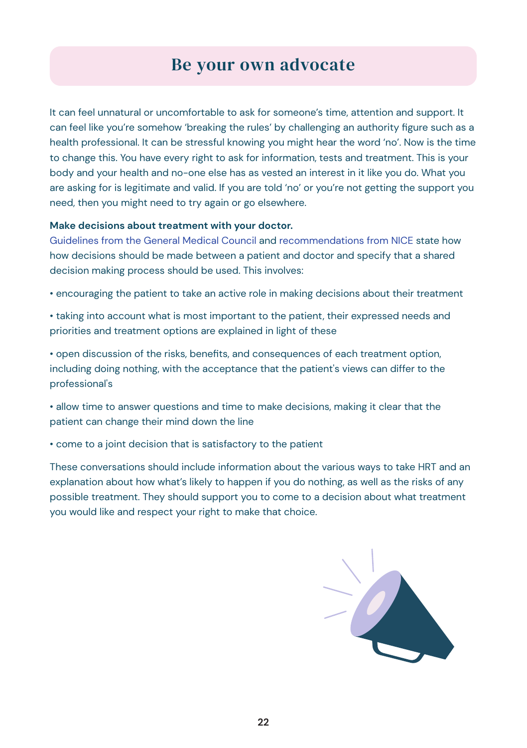# Be your own advocate

It can feel unnatural or uncomfortable to ask for someone's time, attention and support. It can feel like you're somehow 'breaking the rules' by challenging an authority figure such as a health professional. It can be stressful knowing you might hear the word 'no'. Now is the time to change this. You have every right to ask for information, tests and treatment. This is your body and your health and no-one else has as vested an interest in it like you do. What you are asking for is legitimate and valid. If you are told 'no' or you're not getting the support you need, then you might need to try again or go elsewhere.

**Make decisions about treatment with your doctor.**
Guidelines from the General Medical Council and recommendations from NICE state how how decisions should be made between a patient and doctor and specify that a shared decision making process should be used. This involves:

- encouraging the patient to take an active role in making decisions about their treatment
- taking into account what is most important to the patient, their expressed needs and priorities and treatment options are explained in light of these
- open discussion of the risks, benefits, and consequences of each treatment option, including doing nothing, with the acceptance that the patient's views can differ to the professional's
- allow time to answer questions and time to make decisions, making it clear that the patient can change their mind down the line
- come to a joint decision that is satisfactory to the patient

These conversations should include information about the various ways to take HRT and an explanation about how what's likely to happen if you do nothing, as well as the risks of any possible treatment. They should support you to come to a decision about what treatment you would like and respect your right to make that choice.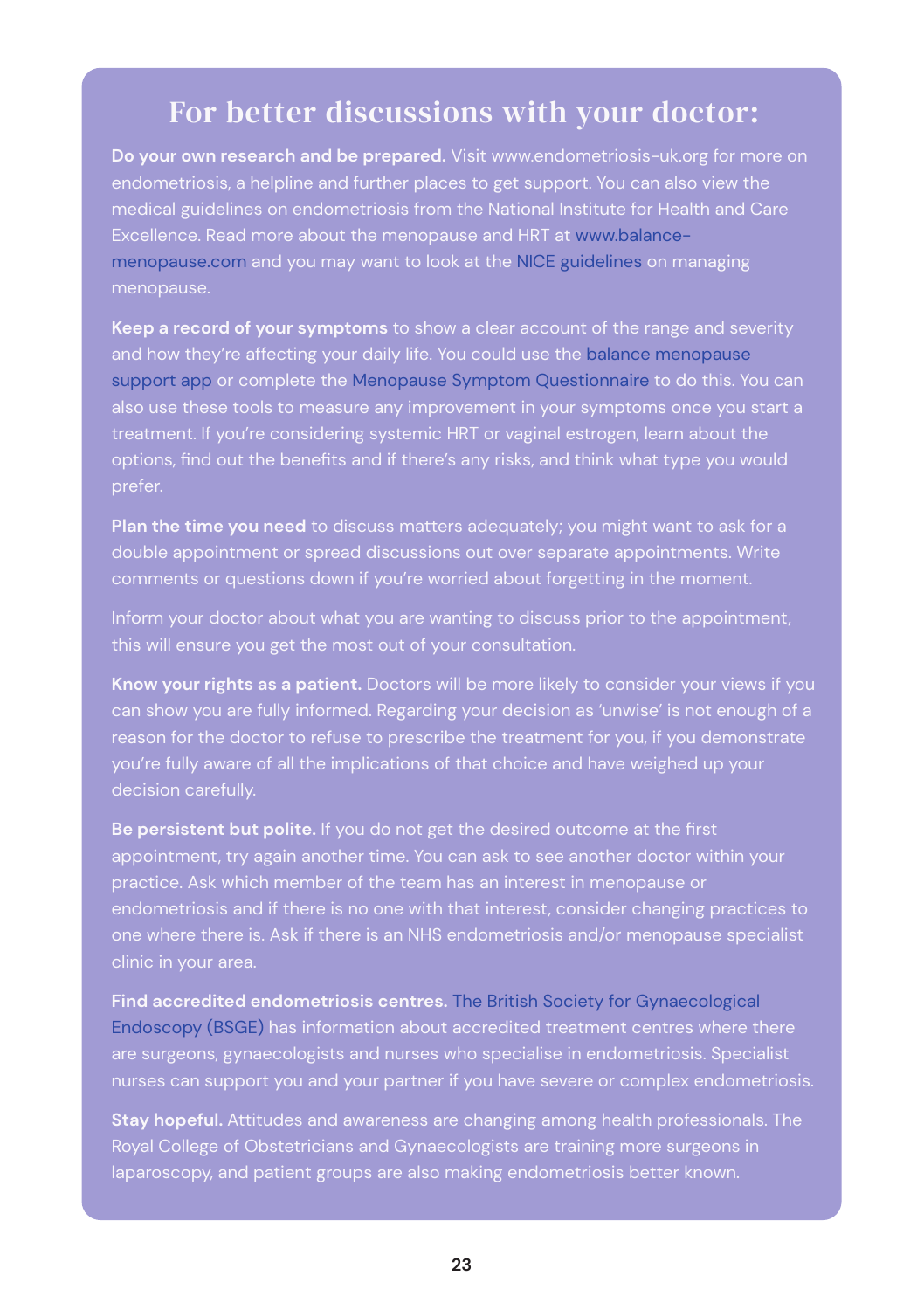## For better discussions with your doctor:

**Do your own research and be prepared.** Visit www.endometriosis-uk.org for more on endometriosis, a helpline and further places to get support. You can also view the medical guidelines on endometriosis from the National Institute for Health and Care Excellence. Read more about the menopause and HRT at www.balance-menopause.com and you may want to look at the NICE guidelines on managing menopause.

**Keep a record of your symptoms** to show a clear account of the range and severity and how they're affecting your daily life. You could use the balance menopause support app or complete the Menopause Symptom Questionnaire to do this. You can also use these tools to measure any improvement in your symptoms once you start a treatment. If you're considering systemic HRT or vaginal estrogen, learn about the options, find out the benefits and if there's any risks, and think what type you would prefer.

**Plan the time you need** to discuss matters adequately; you might want to ask for a double appointment or spread discussions out over separate appointments. Write comments or questions down if you're worried about forgetting in the moment.

Inform your doctor about what you are wanting to discuss prior to the appointment, this will ensure you get the most out of your consultation.

**Know your rights as a patient.** Doctors will be more likely to consider your views if you can show you are fully informed. Regarding your decision as 'unwise' is not enough of a reason for the doctor to refuse to prescribe the treatment for you, if you demonstrate you're fully aware of all the implications of that choice and have weighed up your decision carefully.

**Be persistent but polite.** If you do not get the desired outcome at the first appointment, try again another time. You can ask to see another doctor within your practice. Ask which member of the team has an interest in menopause or endometriosis and if there is no one with that interest, consider changing practices to one where there is. Ask if there is an NHS endometriosis and/or menopause specialist clinic in your area.

**Find accredited endometriosis centres.** The British Society for Gynaecological Endoscopy (BSGE) has information about accredited treatment centres where there are surgeons, gynaecologists and nurses who specialise in endometriosis. Specialist nurses can support you and your partner if you have severe or complex endometriosis.

**Stay hopeful.** Attitudes and awareness are changing among health professionals. The Royal College of Obstetricians and Gynaecologists are training more surgeons in laparoscopy, and patient groups are also making endometriosis better known.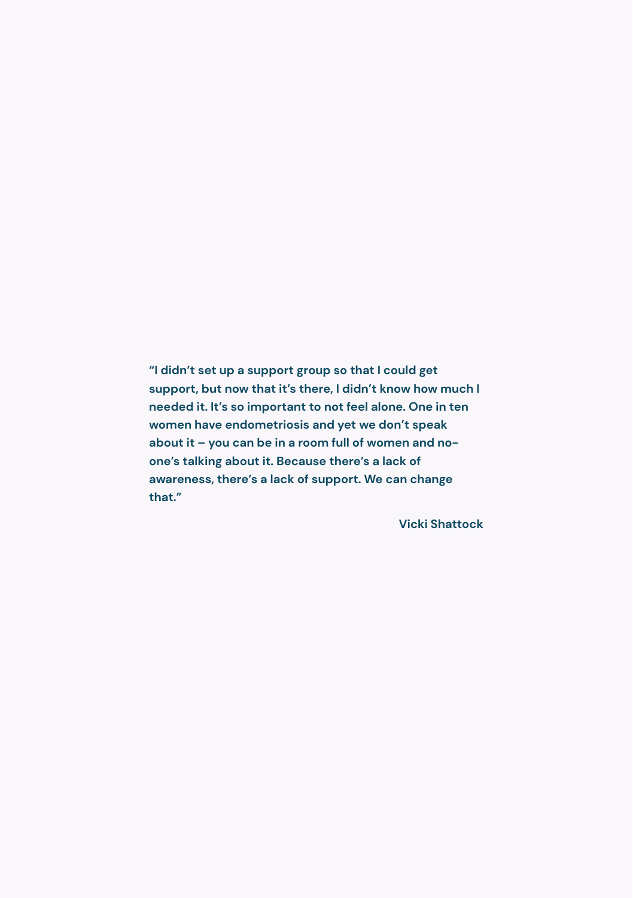**"I didn't set up a support group so that I could get support, but now that it's there, I didn't know how much I needed it. It's so important to not feel alone. One in ten women have endometriosis and yet we don't speak about it – you can be in a room full of women and no-one's talking about it. Because there's a lack of awareness, there's a lack of support. We can change that."**

**Vicki Shattock**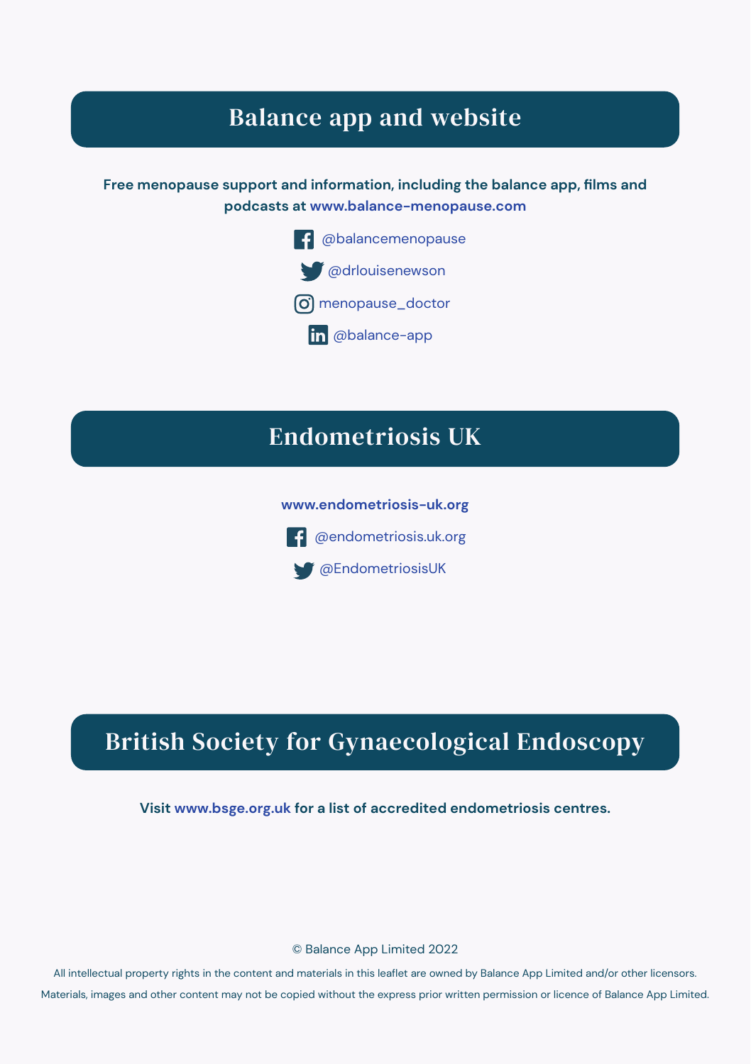## Balance app and website

**Free menopause support and information, including the balance app, films and podcasts at www.balance-menopause.com**

@balancemenopause

@drlouisenewson

menopause_doctor

@balance-app

## Endometriosis UK

**www.endometriosis-uk.org**

@endometriosis.uk.org

@EndometriosisUK

## British Society for Gynaecological Endoscopy

**Visit www.bsge.org.uk for a list of accredited endometriosis centres.**

© Balance App Limited 2022

All intellectual property rights in the content and materials in this leaflet are owned by Balance App Limited and/or other licensors. Materials, images and other content may not be copied without the express prior written permission or licence of Balance App Limited.